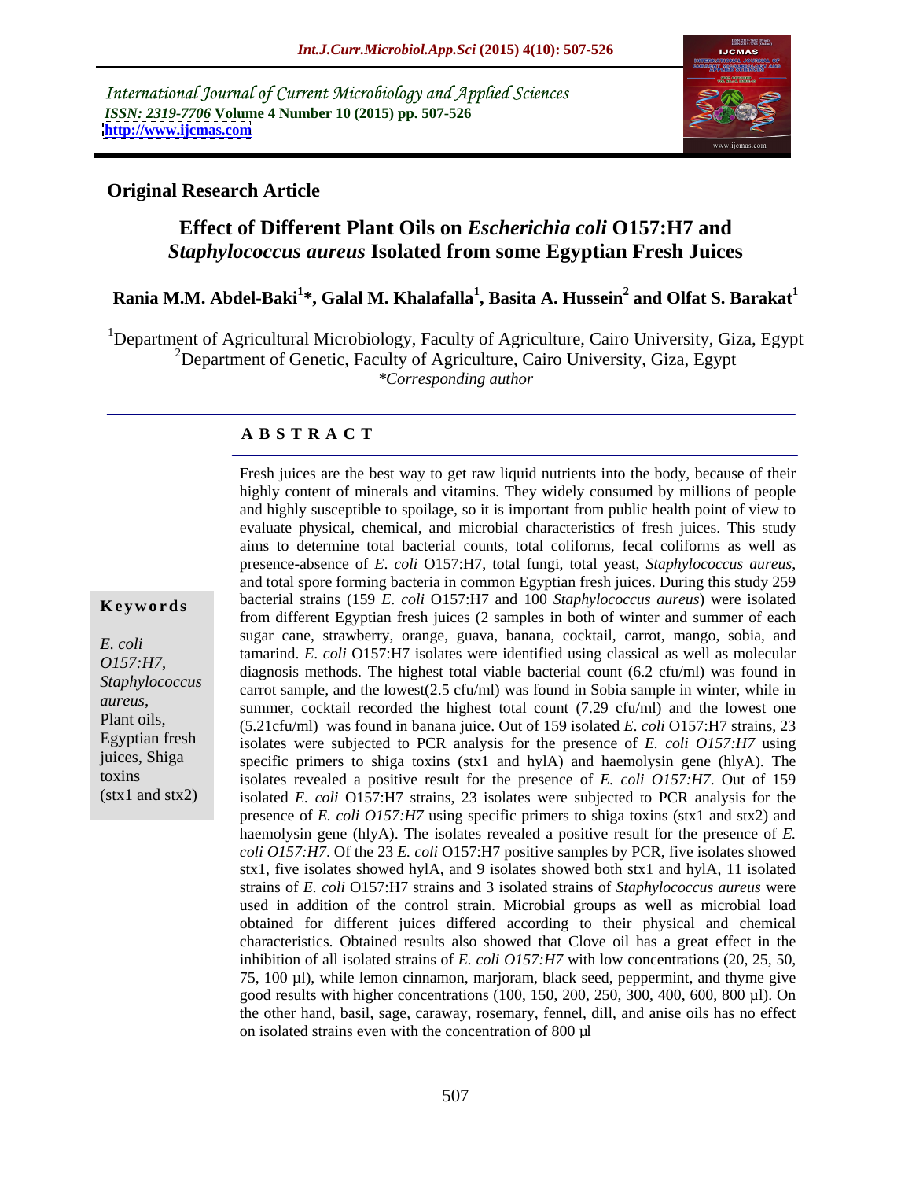International Journal of Current Microbiology and Applied Sciences
*ISSN: 2319-7706* **Volume 4 Number 10 (2015) pp. 507-526**
**http://www.ijcmas.com**

## Original Research Article

# Effect of Different Plant Oils on *Escherichia coli* O157:H7 and *Staphylococcus aureus* Isolated from some Egyptian Fresh Juices

**Rania M.M. Abdel-Baki[1]*, Galal M. Khalafalla[1], Basita A. Hussein[2] and Olfat S. Barakat[1]**

[1]Department of Agricultural Microbiology, Faculty of Agriculture, Cairo University, Giza, Egypt
[2]Department of Genetic, Faculty of Agriculture, Cairo University, Giza, Egypt
*\*Corresponding author*

## A B S T R A C T

**Keywords**

*E. coli O157:H7*, *Staphylococcus aureus*, Plant oils, Egyptian fresh juices, Shiga toxins (stx1 and stx2)

Fresh juices are the best way to get raw liquid nutrients into the body, because of their highly content of minerals and vitamins. They widely consumed by millions of people and highly susceptible to spoilage, so it is important from public health point of view to evaluate physical, chemical, and microbial characteristics of fresh juices. This study aims to determine total bacterial counts, total coliforms, fecal coliforms as well as presence-absence of *E. coli* O157:H7, total fungi, total yeast, *Staphylococcus aureus*, and total spore forming bacteria in common Egyptian fresh juices. During this study 259 bacterial strains (159 *E. coli* O157:H7 and 100 *Staphylococcus aureus*) were isolated from different Egyptian fresh juices (2 samples in both of winter and summer of each sugar cane, strawberry, orange, guava, banana, cocktail, carrot, mango, sobia, and tamarind. *E. coli* O157:H7 isolates were identified using classical as well as molecular diagnosis methods. The highest total viable bacterial count (6.2 cfu/ml) was found in carrot sample, and the lowest(2.5 cfu/ml) was found in Sobia sample in winter, while in summer, cocktail recorded the highest total count (7.29 cfu/ml) and the lowest one (5.21cfu/ml) was found in banana juice. Out of 159 isolated *E. coli* O157:H7 strains, 23 isolates were subjected to PCR analysis for the presence of *E. coli O157:H7* using specific primers to shiga toxins (stx1 and hylA) and haemolysin gene (hlyA). The isolates revealed a positive result for the presence of *E. coli O157:H7*. Out of 159 isolated *E. coli* O157:H7 strains, 23 isolates were subjected to PCR analysis for the presence of *E. coli O157:H7* using specific primers to shiga toxins (stx1 and stx2) and haemolysin gene (hlyA). The isolates revealed a positive result for the presence of *E. coli O157:H7*. Of the 23 *E. coli* O157:H7 positive samples by PCR, five isolates showed stx1, five isolates showed hylA, and 9 isolates showed both stx1 and hylA, 11 isolated strains of *E. coli* O157:H7 strains and 3 isolated strains of *Staphylococcus aureus* were used in addition of the control strain. Microbial groups as well as microbial load obtained for different juices differed according to their physical and chemical characteristics. Obtained results also showed that Clove oil has a great effect in the inhibition of all isolated strains of *E. coli O157:H7* with low concentrations (20, 25, 50, 75, 100 µl), while lemon cinnamon, marjoram, black seed, peppermint, and thyme give good results with higher concentrations (100, 150, 200, 250, 300, 400, 600, 800 µl). On the other hand, basil, sage, caraway, rosemary, fennel, dill, and anise oils has no effect on isolated strains even with the concentration of 800 µl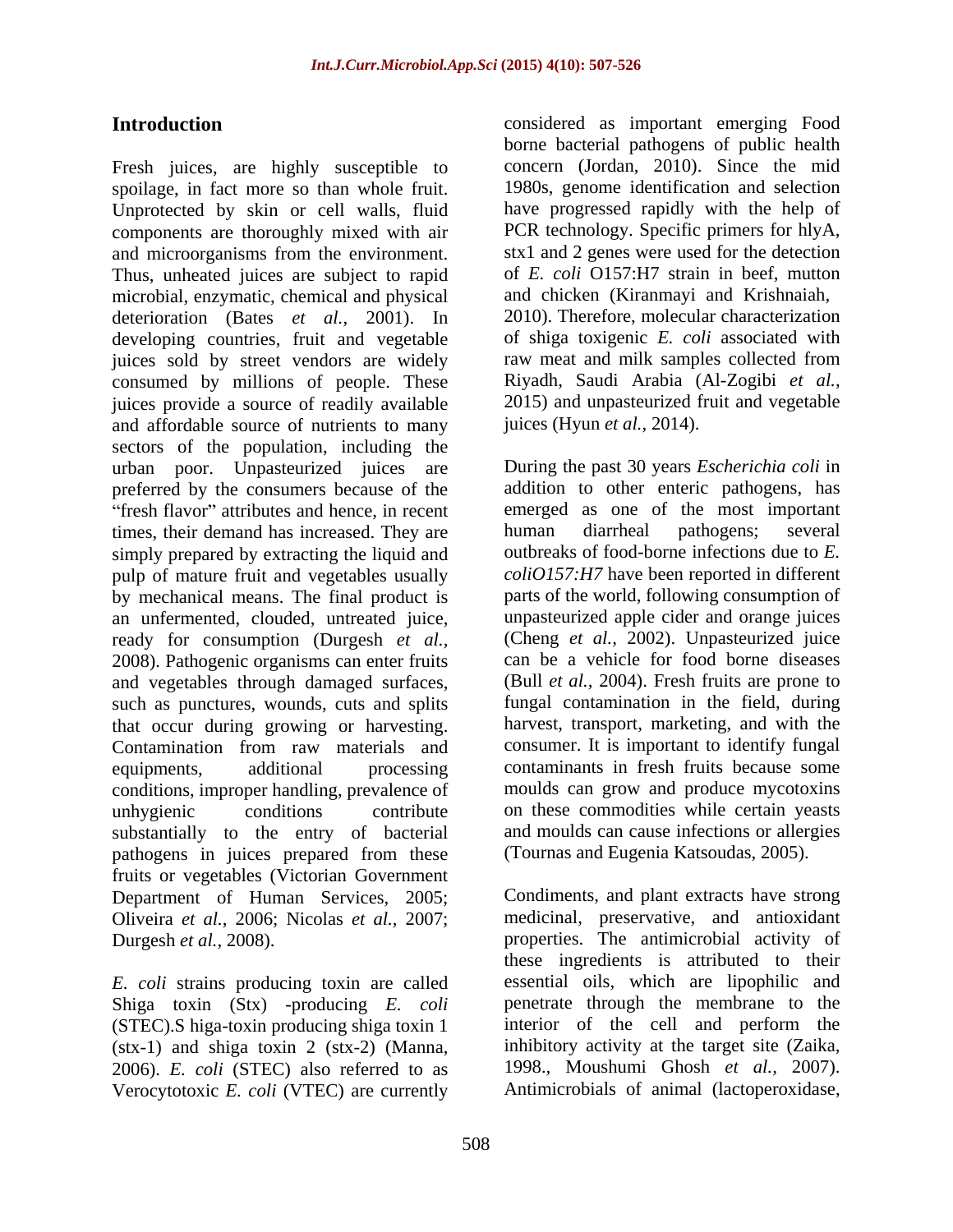## Introduction

Fresh juices, are highly susceptible to spoilage, in fact more so than whole fruit. Unprotected by skin or cell walls, fluid components are thoroughly mixed with air and microorganisms from the environment. Thus, unheated juices are subject to rapid microbial, enzymatic, chemical and physical deterioration (Bates *et al.,* 2001). In developing countries, fruit and vegetable juices sold by street vendors are widely consumed by millions of people. These juices provide a source of readily available and affordable source of nutrients to many sectors of the population, including the urban poor. Unpasteurized juices are preferred by the consumers because of the "fresh flavor" attributes and hence, in recent times, their demand has increased. They are simply prepared by extracting the liquid and pulp of mature fruit and vegetables usually by mechanical means. The final product is an unfermented, clouded, untreated juice, ready for consumption (Durgesh *et al.,* 2008). Pathogenic organisms can enter fruits and vegetables through damaged surfaces, such as punctures, wounds, cuts and splits that occur during growing or harvesting. Contamination from raw materials and equipments, additional processing conditions, improper handling, prevalence of unhygienic conditions contribute substantially to the entry of bacterial pathogens in juices prepared from these fruits or vegetables (Victorian Government Department of Human Services, 2005; Oliveira *et al.,* 2006; Nicolas *et al.,* 2007; Durgesh *et al.,* 2008).

*E. coli* strains producing toxin are called Shiga toxin (Stx) -producing *E. coli* (STEC).S higa-toxin producing shiga toxin 1 (stx-1) and shiga toxin 2 (stx-2) (Manna, 2006). *E. coli* (STEC) also referred to as Verocytotoxic *E. coli* (VTEC) are currently considered as important emerging Food borne bacterial pathogens of public health concern (Jordan, 2010). Since the mid 1980s, genome identification and selection have progressed rapidly with the help of PCR technology. Specific primers for hlyA, stx1 and 2 genes were used for the detection of *E. coli* O157:H7 strain in beef, mutton and chicken (Kiranmayi and Krishnaiah, 2010). Therefore, molecular characterization of shiga toxigenic *E. coli* associated with raw meat and milk samples collected from Riyadh, Saudi Arabia (Al-Zogibi *et al.,* 2015) and unpasteurized fruit and vegetable juices (Hyun *et al.,* 2014).

During the past 30 years *Escherichia coli* in addition to other enteric pathogens, has emerged as one of the most important human diarrheal pathogens; several outbreaks of food-borne infections due to *E. coliO157:H7* have been reported in different parts of the world, following consumption of unpasteurized apple cider and orange juices (Cheng *et al.,* 2002). Unpasteurized juice can be a vehicle for food borne diseases (Bull *et al.,* 2004). Fresh fruits are prone to fungal contamination in the field, during harvest, transport, marketing, and with the consumer. It is important to identify fungal contaminants in fresh fruits because some moulds can grow and produce mycotoxins on these commodities while certain yeasts and moulds can cause infections or allergies (Tournas and Eugenia Katsoudas, 2005).

Condiments, and plant extracts have strong medicinal, preservative, and antioxidant properties. The antimicrobial activity of these ingredients is attributed to their essential oils, which are lipophilic and penetrate through the membrane to the interior of the cell and perform the inhibitory activity at the target site (Zaika, 1998., Moushumi Ghosh *et al.,* 2007). Antimicrobials of animal (lactoperoxidase,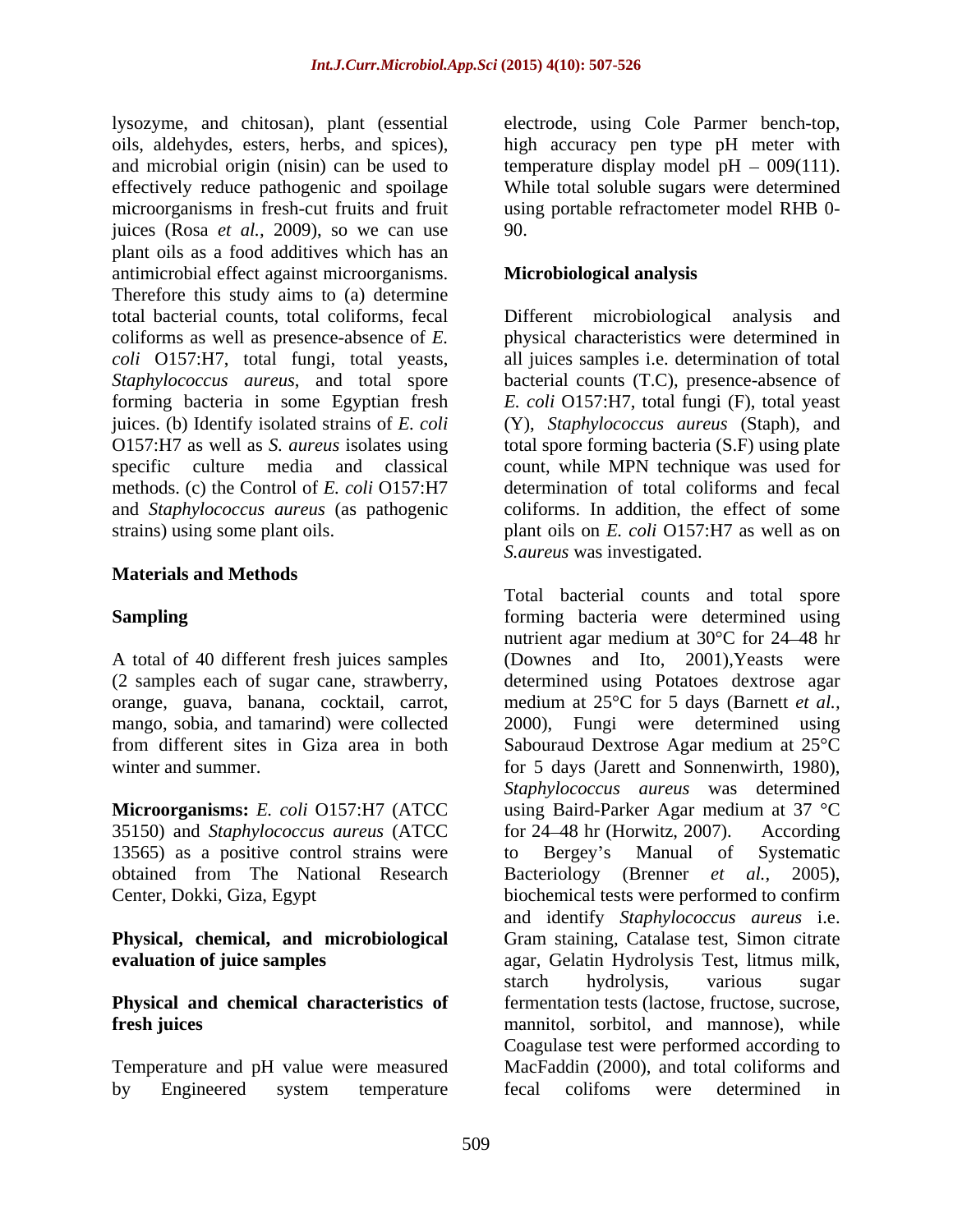lysozyme, and chitosan), plant (essential oils, aldehydes, esters, herbs, and spices), and microbial origin (nisin) can be used to effectively reduce pathogenic and spoilage microorganisms in fresh-cut fruits and fruit juices (Rosa *et al.*, 2009), so we can use plant oils as a food additives which has an antimicrobial effect against microorganisms. Therefore this study aims to (a) determine total bacterial counts, total coliforms, fecal coliforms as well as presence-absence of *E. coli* O157:H7, total fungi, total yeasts, *Staphylococcus aureus*, and total spore forming bacteria in some Egyptian fresh juices. (b) Identify isolated strains of *E. coli* O157:H7 as well as *S. aureus* isolates using specific culture media and classical methods. (c) the Control of *E. coli* O157:H7 and *Staphylococcus aureus* (as pathogenic strains) using some plant oils.

## Materials and Methods

### Sampling

A total of 40 different fresh juices samples (2 samples each of sugar cane, strawberry, orange, guava, banana, cocktail, carrot, mango, sobia, and tamarind) were collected from different sites in Giza area in both winter and summer.

**Microorganisms:** *E. coli* O157:H7 (ATCC 35150) and *Staphylococcus aureus* (ATCC 13565) as a positive control strains were obtained from The National Research Center, Dokki, Giza, Egypt

### Physical, chemical, and microbiological evaluation of juice samples

### Physical and chemical characteristics of fresh juices

Temperature and pH value were measured by Engineered system temperature electrode, using Cole Parmer bench-top, high accuracy pen type pH meter with temperature display model pH – 009(111). While total soluble sugars were determined using portable refractometer model RHB 0-90.

### Microbiological analysis

Different microbiological analysis and physical characteristics were determined in all juices samples i.e. determination of total bacterial counts (T.C), presence-absence of *E. coli* O157:H7, total fungi (F), total yeast (Y), *Staphylococcus aureus* (Staph), and total spore forming bacteria (S.F) using plate count, while MPN technique was used for determination of total coliforms and fecal coliforms. In addition, the effect of some plant oils on *E. coli* O157:H7 as well as on *S.aureus* was investigated.

Total bacterial counts and total spore forming bacteria were determined using nutrient agar medium at 30°C for 24–48 hr (Downes and Ito, 2001),Yeasts were determined using Potatoes dextrose agar medium at 25°C for 5 days (Barnett *et al.*, 2000), Fungi were determined using Sabouraud Dextrose Agar medium at 25°C for 5 days (Jarett and Sonnenwirth, 1980), *Staphylococcus aureus* was determined using Baird-Parker Agar medium at 37 °C for 24–48 hr (Horwitz, 2007). According to Bergey's Manual of Systematic Bacteriology (Brenner *et al.*, 2005), biochemical tests were performed to confirm and identify *Staphylococcus aureus* i.e. Gram staining, Catalase test, Simon citrate agar, Gelatin Hydrolysis Test, litmus milk, starch hydrolysis, various sugar fermentation tests (lactose, fructose, sucrose, mannitol, sorbitol, and mannose), while Coagulase test were performed according to MacFaddin (2000), and total coliforms and fecal colifoms were determined in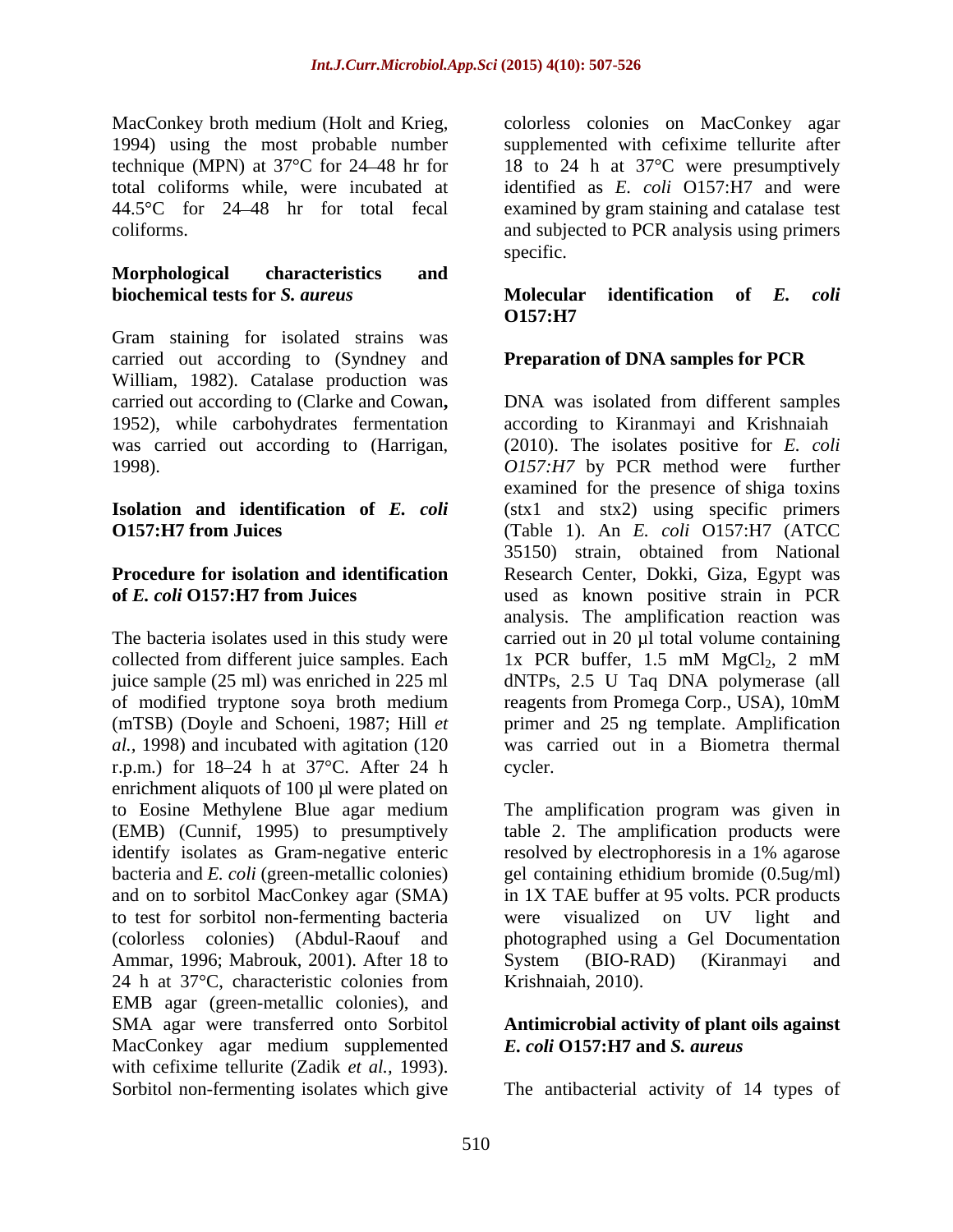MacConkey broth medium (Holt and Krieg, 1994) using the most probable number technique (MPN) at 37°C for 24–48 hr for total coliforms while, were incubated at 44.5°C for 24–48 hr for total fecal coliforms.

### Morphological characteristics and biochemical tests for *S. aureus*

Gram staining for isolated strains was carried out according to (Syndney and William, 1982). Catalase production was carried out according to (Clarke and Cowan**,** 1952), while carbohydrates fermentation was carried out according to (Harrigan, 1998).

### Isolation and identification of *E. coli* O157:H7 from Juices

### Procedure for isolation and identification of *E. coli* O157:H7 from Juices

The bacteria isolates used in this study were collected from different juice samples. Each juice sample (25 ml) was enriched in 225 ml of modified tryptone soya broth medium (mTSB) (Doyle and Schoeni, 1987; Hill *et al.*, 1998) and incubated with agitation (120 r.p.m.) for 18–24 h at 37°C. After 24 h enrichment aliquots of 100 µl were plated on to Eosine Methylene Blue agar medium (EMB) (Cunnif, 1995) to presumptively identify isolates as Gram-negative enteric bacteria and *E. coli* (green-metallic colonies) and on to sorbitol MacConkey agar (SMA) to test for sorbitol non-fermenting bacteria (colorless colonies) (Abdul-Raouf and Ammar, 1996; Mabrouk, 2001). After 18 to 24 h at 37°C, characteristic colonies from EMB agar (green-metallic colonies), and SMA agar were transferred onto Sorbitol MacConkey agar medium supplemented with cefixime tellurite (Zadik *et al.*, 1993). Sorbitol non-fermenting isolates which give colorless colonies on MacConkey agar supplemented with cefixime tellurite after 18 to 24 h at 37°C were presumptively identified as *E. coli* O157:H7 and were examined by gram staining and catalase test and subjected to PCR analysis using primers specific.

### Molecular identification of *E. coli* O157:H7

### Preparation of DNA samples for PCR

DNA was isolated from different samples according to Kiranmayi and Krishnaiah (2010). The isolates positive for *E. coli O157:H7* by PCR method were further examined for the presence of shiga toxins (stx1 and stx2) using specific primers (Table 1). An *E. coli* O157:H7 (ATCC 35150) strain, obtained from National Research Center, Dokki, Giza, Egypt was used as known positive strain in PCR analysis. The amplification reaction was carried out in 20 µl total volume containing 1x PCR buffer, 1.5 mM $MgCl_2$, 2 mM dNTPs, 2.5 U Taq DNA polymerase (all reagents from Promega Corp., USA), 10mM primer and 25 ng template. Amplification was carried out in a Biometra thermal cycler.

The amplification program was given in table 2. The amplification products were resolved by electrophoresis in a 1% agarose gel containing ethidium bromide (0.5ug/ml) in 1X TAE buffer at 95 volts. PCR products were visualized on UV light and photographed using a Gel Documentation System (BIO-RAD) (Kiranmayi and Krishnaiah, 2010).

### Antimicrobial activity of plant oils against *E. coli* O157:H7 and *S. aureus*

The antibacterial activity of 14 types of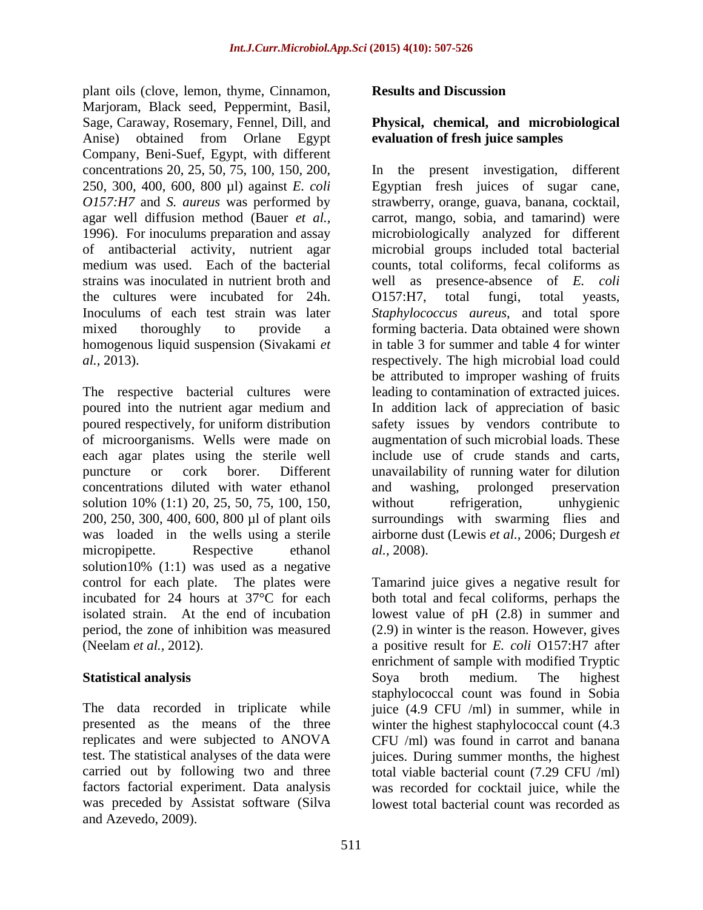plant oils (clove, lemon, thyme, Cinnamon, Marjoram, Black seed, Peppermint, Basil, Sage, Caraway, Rosemary, Fennel, Dill, and Anise) obtained from Orlane Egypt Company, Beni-Suef, Egypt, with different concentrations 20, 25, 50, 75, 100, 150, 200, 250, 300, 400, 600, 800 µl) against *E. coli O157:H7* and *S. aureus* was performed by agar well diffusion method (Bauer *et al.,* 1996). For inoculums preparation and assay of antibacterial activity, nutrient agar medium was used. Each of the bacterial strains was inoculated in nutrient broth and the cultures were incubated for 24h. Inoculums of each test strain was later mixed thoroughly to provide a homogenous liquid suspension (Sivakami *et al.,* 2013).

The respective bacterial cultures were poured into the nutrient agar medium and poured respectively, for uniform distribution of microorganisms. Wells were made on each agar plates using the sterile well puncture or cork borer. Different concentrations diluted with water ethanol solution 10% (1:1) 20, 25, 50, 75, 100, 150, 200, 250, 300, 400, 600, 800 µl of plant oils was loaded in the wells using a sterile micropipette. Respective ethanol solution10% (1:1) was used as a negative control for each plate. The plates were incubated for 24 hours at 37°C for each isolated strain. At the end of incubation period, the zone of inhibition was measured (Neelam *et al.,* 2012).

## Statistical analysis

The data recorded in triplicate while presented as the means of the three replicates and were subjected to ANOVA test. The statistical analyses of the data were carried out by following two and three factors factorial experiment. Data analysis was preceded by Assistat software (Silva and Azevedo, 2009).

## Results and Discussion

### Physical, chemical, and microbiological evaluation of fresh juice samples

In the present investigation, different Egyptian fresh juices of sugar cane, strawberry, orange, guava, banana, cocktail, carrot, mango, sobia, and tamarind) were microbiologically analyzed for different microbial groups included total bacterial counts, total coliforms, fecal coliforms as well as presence-absence of *E. coli* O157:H7, total fungi, total yeasts, *Staphylococcus aureus*, and total spore forming bacteria. Data obtained were shown in table 3 for summer and table 4 for winter respectively. The high microbial load could be attributed to improper washing of fruits leading to contamination of extracted juices. In addition lack of appreciation of basic safety issues by vendors contribute to augmentation of such microbial loads. These include use of crude stands and carts, unavailability of running water for dilution and washing, prolonged preservation without refrigeration, unhygienic surroundings with swarming flies and airborne dust (Lewis *et al.,* 2006; Durgesh *et al.,* 2008).

Tamarind juice gives a negative result for both total and fecal coliforms, perhaps the lowest value of pH (2.8) in summer and (2.9) in winter is the reason. However, gives a positive result for *E. coli* O157:H7 after enrichment of sample with modified Tryptic Soya broth medium. The highest staphylococcal count was found in Sobia juice (4.9 CFU /ml) in summer, while in winter the highest staphylococcal count (4.3 CFU /ml) was found in carrot and banana juices. During summer months, the highest total viable bacterial count (7.29 CFU /ml) was recorded for cocktail juice, while the lowest total bacterial count was recorded as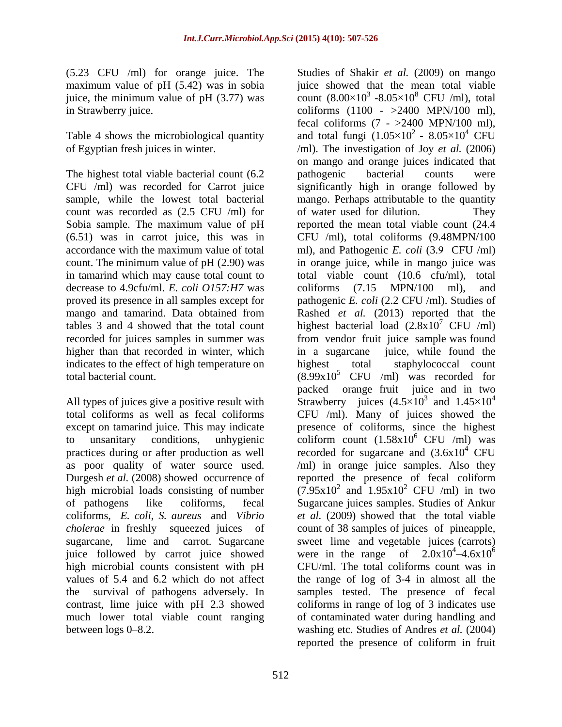(5.23 CFU /ml) for orange juice. The maximum value of pH (5.42) was in sobia juice, the minimum value of pH (3.77) was in Strawberry juice.

Table 4 shows the microbiological quantity of Egyptian fresh juices in winter.

The highest total viable bacterial count (6.2 CFU /ml) was recorded for Carrot juice sample, while the lowest total bacterial count was recorded as (2.5 CFU /ml) for Sobia sample. The maximum value of pH (6.51) was in carrot juice, this was in accordance with the maximum value of total count. The minimum value of pH (2.90) was in tamarind which may cause total count to decrease to 4.9cfu/ml. *E. coli O157:H7* was proved its presence in all samples except for mango and tamarind. Data obtained from tables 3 and 4 showed that the total count recorded for juices samples in summer was higher than that recorded in winter, which indicates to the effect of high temperature on total bacterial count.

All types of juices give a positive result with total coliforms as well as fecal coliforms except on tamarind juice. This may indicate to unsanitary conditions, unhygienic practices during or after production as well as poor quality of water source used. Durgesh *et al.* (2008) showed occurrence of high microbial loads consisting of number of pathogens like coliforms, fecal coliforms, *E. coli*, *S. aureus* and *Vibrio cholerae* in freshly squeezed juices of sugarcane, lime and carrot. Sugarcane juice followed by carrot juice showed high microbial counts consistent with pH values of 5.4 and 6.2 which do not affect the survival of pathogens adversely. In contrast, lime juice with pH 2.3 showed much lower total viable count ranging between logs 0–8.2.

Studies of Shakir *et al.* (2009) on mango juice showed that the mean total viable count ($8.00\times10^3$ -$8.05\times10^8$ CFU /ml), total coliforms (1100 - >2400 MPN/100 ml), fecal coliforms (7 - >2400 MPN/100 ml), and total fungi ($1.05\times10^2$ - $8.05\times10^4$ CFU /ml). The investigation of Joy *et al.* (2006) on mango and orange juices indicated that pathogenic bacterial counts were significantly high in orange followed by mango. Perhaps attributable to the quantity of water used for dilution. They reported the mean total viable count (24.4 CFU /ml), total coliforms (9.48MPN/100 ml), and Pathogenic *E. coli* (3.9 CFU /ml) in orange juice, while in mango juice was total viable count (10.6 cfu/ml), total coliforms (7.15 MPN/100 ml), and pathogenic *E. coli* (2.2 CFU /ml). Studies of Rashed *et al.* (2013) reported that the highest bacterial load ($2.8\times10^7$ CFU /ml) from vendor fruit juice sample was found in a sugarcane juice, while found the highest total staphylococcal count ($8.99\times10^5$ CFU /ml) was recorded for packed orange fruit juice and in two Strawberry juices ($4.5\times10^3$ and $1.45\times10^4$ CFU /ml). Many of juices showed the presence of coliforms, since the highest coliform count ($1.58\times10^6$ CFU /ml) was recorded for sugarcane and ($3.6\times10^4$ CFU /ml) in orange juice samples. Also they reported the presence of fecal coliform ($7.95\times10^2$ and $1.95\times10^2$ CFU /ml) in two Sugarcane juices samples. Studies of Ankur *et al.* (2009) showed that the total viable count of 38 samples of juices of pineapple, sweet lime and vegetable juices (carrots) were in the range of $2.0\times10^4$–$4.6\times10^6$ CFU/ml. The total coliforms count was in the range of log of 3-4 in almost all the samples tested. The presence of fecal coliforms in range of log of 3 indicates use of contaminated water during handling and washing etc. Studies of Andres *et al.* (2004) reported the presence of coliform in fruit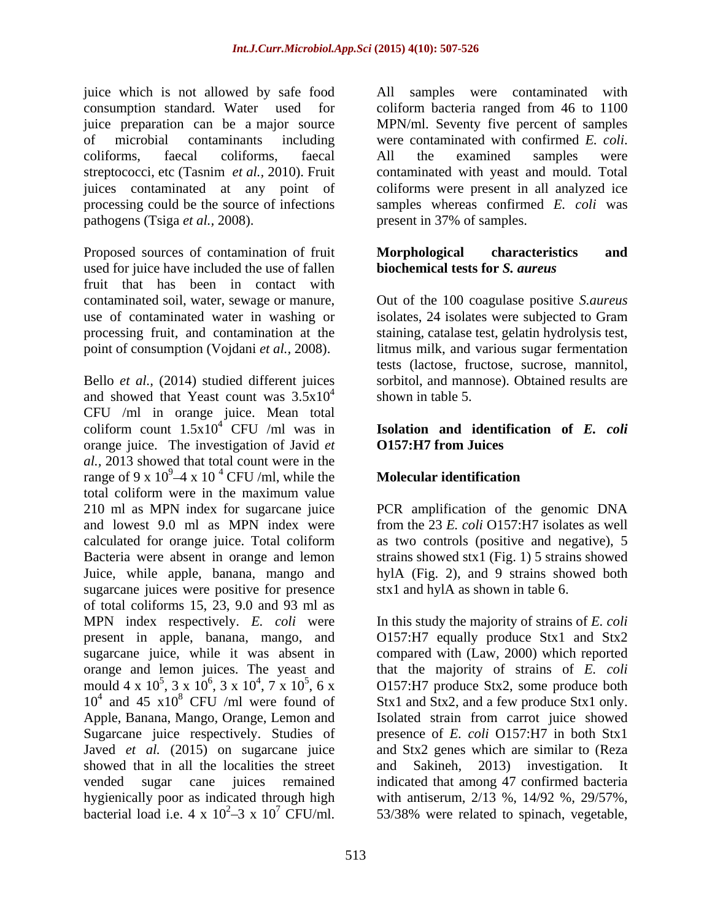juice which is not allowed by safe food consumption standard. Water used for juice preparation can be a major source of microbial contaminants including coliforms, faecal coliforms, faecal streptococci, etc (Tasnim *et al.*, 2010). Fruit juices contaminated at any point of processing could be the source of infections pathogens (Tsiga *et al.*, 2008).

Proposed sources of contamination of fruit used for juice have included the use of fallen fruit that has been in contact with contaminated soil, water, sewage or manure, use of contaminated water in washing or processing fruit, and contamination at the point of consumption (Vojdani *et al.*, 2008).

Bello *et al.*, (2014) studied different juices and showed that Yeast count was $3.5\text{x}10^4$ CFU /ml in orange juice. Mean total coliform count $1.5\text{x}10^4$ CFU /ml was in orange juice. The investigation of Javid *et al.*, 2013 showed that total count were in the range of $9 \times 10^9$–$4 \times 10^4$ CFU /ml, while the total coliform were in the maximum value 210 ml as MPN index for sugarcane juice and lowest 9.0 ml as MPN index were calculated for orange juice. Total coliform Bacteria were absent in orange and lemon Juice, while apple, banana, mango and sugarcane juices were positive for presence of total coliforms 15, 23, 9.0 and 93 ml as MPN index respectively. *E. coli* were present in apple, banana, mango, and sugarcane juice, while it was absent in orange and lemon juices. The yeast and mould $4 \times 10^5$, $3 \times 10^6$, $3 \times 10^4$, $7 \times 10^5$, $6 \times 10^4$ and $45 \times 10^8$ CFU /ml were found of Apple, Banana, Mango, Orange, Lemon and Sugarcane juice respectively. Studies of Javed *et al.* (2015) on sugarcane juice showed that in all the localities the street vended sugar cane juices remained hygienically poor as indicated through high bacterial load i.e. $4 \times 10^2$–$3 \times 10^7$ CFU/ml. All samples were contaminated with coliform bacteria ranged from 46 to 1100 MPN/ml. Seventy five percent of samples were contaminated with confirmed *E. coli*. All the examined samples were contaminated with yeast and mould. Total coliforms were present in all analyzed ice samples whereas confirmed *E. coli* was present in 37% of samples.

**Morphological characteristics and biochemical tests for *S. aureus***

Out of the 100 coagulase positive *S.aureus* isolates, 24 isolates were subjected to Gram staining, catalase test, gelatin hydrolysis test, litmus milk, and various sugar fermentation tests (lactose, fructose, sucrose, mannitol, sorbitol, and mannose). Obtained results are shown in table 5.

**Isolation and identification of *E. coli* O157:H7 from Juices**

**Molecular identification**

PCR amplification of the genomic DNA from the 23 *E. coli* O157:H7 isolates as well as two controls (positive and negative), 5 strains showed stx1 (Fig. 1) 5 strains showed hylA (Fig. 2), and 9 strains showed both stx1 and hylA as shown in table 6.

In this study the majority of strains of *E. coli* O157:H7 equally produce Stx1 and Stx2 compared with (Law, 2000) which reported that the majority of strains of *E. coli* O157:H7 produce Stx2, some produce both Stx1 and Stx2, and a few produce Stx1 only. Isolated strain from carrot juice showed presence of *E. coli* O157:H7 in both Stx1 and Stx2 genes which are similar to (Reza and Sakineh, 2013) investigation. It indicated that among 47 confirmed bacteria with antiserum, 2/13 %, 14/92 %, 29/57%, 53/38% were related to spinach, vegetable,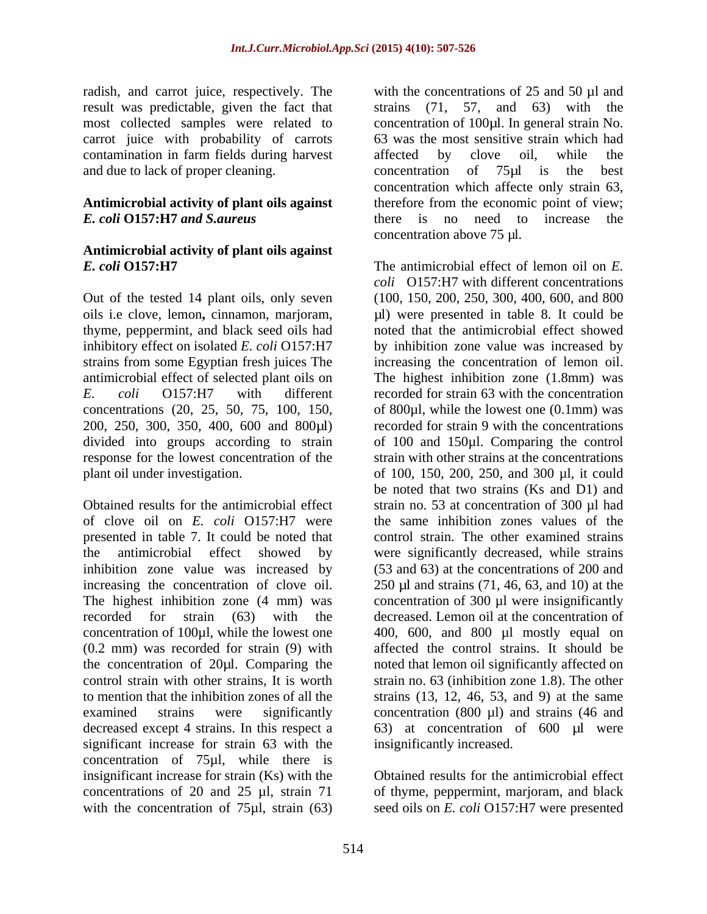radish, and carrot juice, respectively. The result was predictable, given the fact that most collected samples were related to carrot juice with probability of carrots contamination in farm fields during harvest and due to lack of proper cleaning.

## Antimicrobial activity of plant oils against *E. coli* O157:H7 *and S.aureus*

### Antimicrobial activity of plant oils against *E. coli* O157:H7

Out of the tested 14 plant oils, only seven oils i.e clove, lemon**,** cinnamon, marjoram, thyme, peppermint, and black seed oils had inhibitory effect on isolated *E. coli* O157:H7 strains from some Egyptian fresh juices The antimicrobial effect of selected plant oils on *E. coli* O157:H7 with different concentrations (20, 25, 50, 75, 100, 150, 200, 250, 300, 350, 400, 600 and 800µl) divided into groups according to strain response for the lowest concentration of the plant oil under investigation.

Obtained results for the antimicrobial effect of clove oil on *E. coli* O157:H7 were presented in table 7. It could be noted that the antimicrobial effect showed by inhibition zone value was increased by increasing the concentration of clove oil. The highest inhibition zone (4 mm) was recorded for strain (63) with the concentration of 100µl, while the lowest one (0.2 mm) was recorded for strain (9) with the concentration of 20µl. Comparing the control strain with other strains, It is worth to mention that the inhibition zones of all the examined strains were significantly decreased except 4 strains. In this respect a significant increase for strain 63 with the concentration of 75µl, while there is insignificant increase for strain (Ks) with the concentrations of 20 and 25 µl, strain 71 with the concentration of 75µl, strain (63) with the concentrations of 25 and 50 µl and strains (71, 57, and 63) with the concentration of 100µl. In general strain No. 63 was the most sensitive strain which had affected by clove oil, while the concentration of 75µl is the best concentration which affecte only strain 63, therefore from the economic point of view; there is no need to increase the concentration above 75 µl.

The antimicrobial effect of lemon oil on *E. coli* O157:H7 with different concentrations (100, 150, 200, 250, 300, 400, 600, and 800 µl) were presented in table 8. It could be noted that the antimicrobial effect showed by inhibition zone value was increased by increasing the concentration of lemon oil. The highest inhibition zone (1.8mm) was recorded for strain 63 with the concentration of 800µl, while the lowest one (0.1mm) was recorded for strain 9 with the concentrations of 100 and 150µl. Comparing the control strain with other strains at the concentrations of 100, 150, 200, 250, and 300 µl, it could be noted that two strains (Ks and D1) and strain no. 53 at concentration of 300 µl had the same inhibition zones values of the control strain. The other examined strains were significantly decreased, while strains (53 and 63) at the concentrations of 200 and 250 µl and strains (71, 46, 63, and 10) at the concentration of 300 µl were insignificantly decreased. Lemon oil at the concentration of 400, 600, and 800 µl mostly equal on affected the control strains. It should be noted that lemon oil significantly affected on strain no. 63 (inhibition zone 1.8). The other strains (13, 12, 46, 53, and 9) at the same concentration (800 µl) and strains (46 and 63) at concentration of 600 µl were insignificantly increased.

Obtained results for the antimicrobial effect of thyme, peppermint, marjoram, and black seed oils on *E. coli* O157:H7 were presented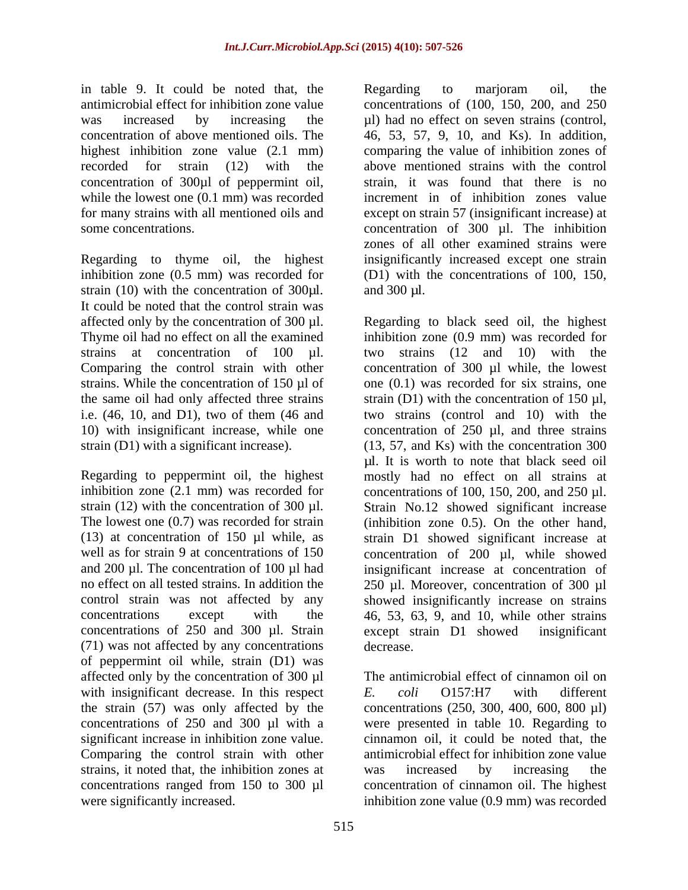in table 9. It could be noted that, the antimicrobial effect for inhibition zone value was increased by increasing the concentration of above mentioned oils. The highest inhibition zone value (2.1 mm) recorded for strain (12) with the concentration of 300µl of peppermint oil, while the lowest one (0.1 mm) was recorded for many strains with all mentioned oils and some concentrations.

Regarding to thyme oil, the highest inhibition zone (0.5 mm) was recorded for strain (10) with the concentration of 300µl. It could be noted that the control strain was affected only by the concentration of 300 µl. Thyme oil had no effect on all the examined strains at concentration of 100 µl. Comparing the control strain with other strains. While the concentration of 150 µl of the same oil had only affected three strains i.e. (46, 10, and D1), two of them (46 and 10) with insignificant increase, while one strain (D1) with a significant increase).

Regarding to peppermint oil, the highest inhibition zone (2.1 mm) was recorded for strain (12) with the concentration of 300 µl. The lowest one (0.7) was recorded for strain (13) at concentration of 150 µl while, as well as for strain 9 at concentrations of 150 and 200 µl. The concentration of 100 µl had no effect on all tested strains. In addition the control strain was not affected by any concentrations except with the concentrations of 250 and 300 µl. Strain (71) was not affected by any concentrations of peppermint oil while, strain (D1) was affected only by the concentration of 300 µl with insignificant decrease. In this respect the strain (57) was only affected by the concentrations of 250 and 300 µl with a significant increase in inhibition zone value. Comparing the control strain with other strains, it noted that, the inhibition zones at concentrations ranged from 150 to 300 µl were significantly increased.

Regarding to marjoram oil, the concentrations of (100, 150, 200, and 250 µl) had no effect on seven strains (control, 46, 53, 57, 9, 10, and Ks). In addition, comparing the value of inhibition zones of above mentioned strains with the control strain, it was found that there is no increment in of inhibition zones value except on strain 57 (insignificant increase) at concentration of 300 µl. The inhibition zones of all other examined strains were insignificantly increased except one strain (D1) with the concentrations of 100, 150, and 300 µl.

Regarding to black seed oil, the highest inhibition zone (0.9 mm) was recorded for two strains (12 and 10) with the concentration of 300 µl while, the lowest one (0.1) was recorded for six strains, one strain (D1) with the concentration of 150 µl, two strains (control and 10) with the concentration of 250 µl, and three strains (13, 57, and Ks) with the concentration 300 µl. It is worth to note that black seed oil mostly had no effect on all strains at concentrations of 100, 150, 200, and 250 µl. Strain No.12 showed significant increase (inhibition zone 0.5). On the other hand, strain D1 showed significant increase at concentration of 200 µl, while showed insignificant increase at concentration of 250 µl. Moreover, concentration of 300 µl showed insignificantly increase on strains 46, 53, 63, 9, and 10, while other strains except strain D1 showed insignificant decrease.

The antimicrobial effect of cinnamon oil on *E. coli* O157:H7 with different concentrations (250, 300, 400, 600, 800 µl) were presented in table 10. Regarding to cinnamon oil, it could be noted that, the antimicrobial effect for inhibition zone value was increased by increasing the concentration of cinnamon oil. The highest inhibition zone value (0.9 mm) was recorded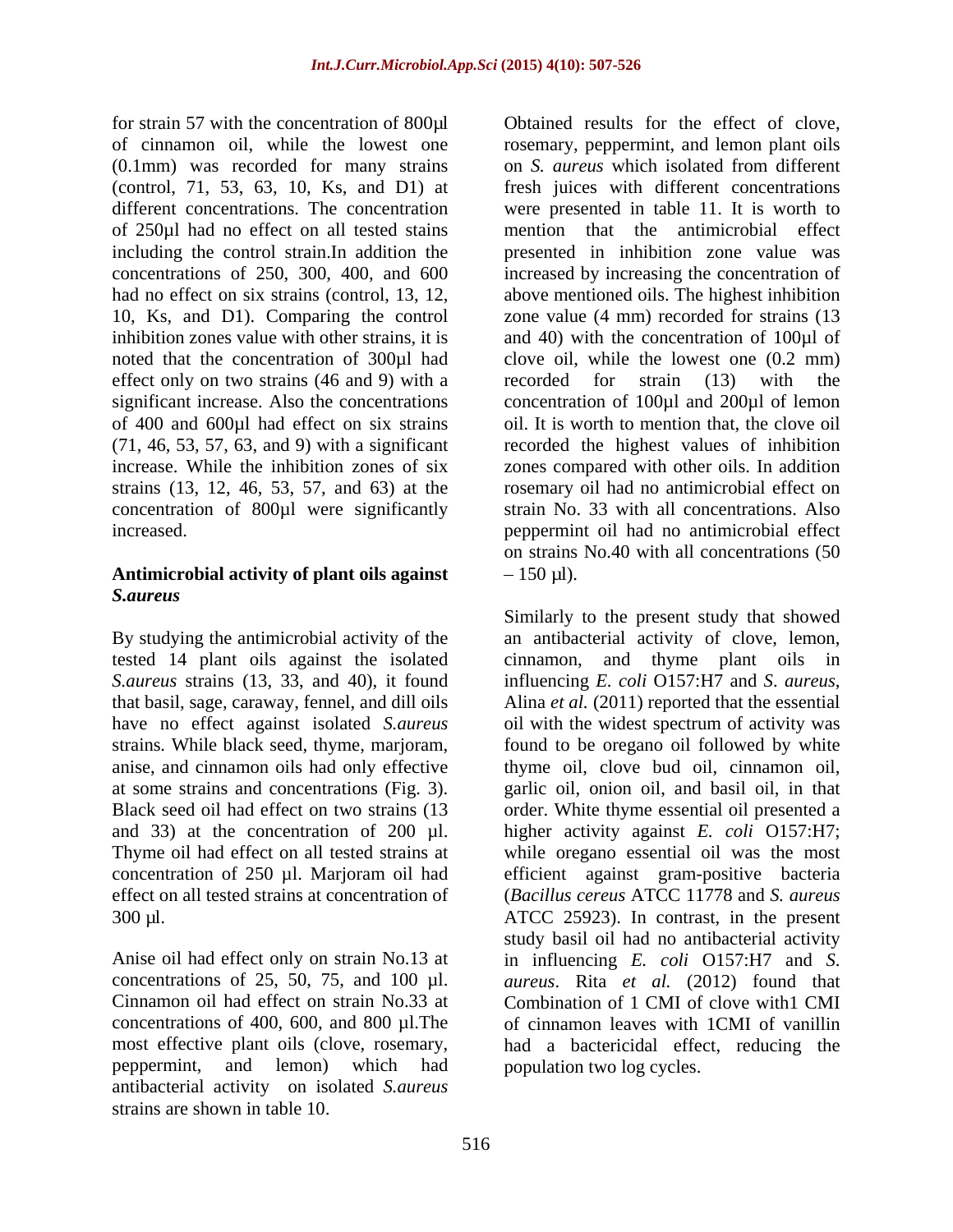for strain 57 with the concentration of 800µl of cinnamon oil, while the lowest one (0.1mm) was recorded for many strains (control, 71, 53, 63, 10, Ks, and D1) at different concentrations. The concentration of 250µl had no effect on all tested stains including the control strain.In addition the concentrations of 250, 300, 400, and 600 had no effect on six strains (control, 13, 12, 10, Ks, and D1). Comparing the control inhibition zones value with other strains, it is noted that the concentration of 300µl had effect only on two strains (46 and 9) with a significant increase. Also the concentrations of 400 and 600µl had effect on six strains (71, 46, 53, 57, 63, and 9) with a significant increase. While the inhibition zones of six strains (13, 12, 46, 53, 57, and 63) at the concentration of 800µl were significantly increased.

## Antimicrobial activity of plant oils against *S.aureus*

By studying the antimicrobial activity of the tested 14 plant oils against the isolated *S.aureus* strains (13, 33, and 40), it found that basil, sage, caraway, fennel, and dill oils have no effect against isolated *S.aureus* strains. While black seed, thyme, marjoram, anise, and cinnamon oils had only effective at some strains and concentrations (Fig. 3). Black seed oil had effect on two strains (13 and 33) at the concentration of 200 µl. Thyme oil had effect on all tested strains at concentration of 250 µl. Marjoram oil had effect on all tested strains at concentration of 300 µl.

Anise oil had effect only on strain No.13 at concentrations of 25, 50, 75, and 100 µl. Cinnamon oil had effect on strain No.33 at concentrations of 400, 600, and 800 µl.The most effective plant oils (clove, rosemary, peppermint, and lemon) which had antibacterial activity on isolated *S.aureus* strains are shown in table 10.

Obtained results for the effect of clove, rosemary, peppermint, and lemon plant oils on *S. aureus* which isolated from different fresh juices with different concentrations were presented in table 11. It is worth to mention that the antimicrobial effect presented in inhibition zone value was increased by increasing the concentration of above mentioned oils. The highest inhibition zone value (4 mm) recorded for strains (13 and 40) with the concentration of 100µl of clove oil, while the lowest one (0.2 mm) recorded for strain (13) with the concentration of 100µl and 200µl of lemon oil. It is worth to mention that, the clove oil recorded the highest values of inhibition zones compared with other oils. In addition rosemary oil had no antimicrobial effect on strain No. 33 with all concentrations. Also peppermint oil had no antimicrobial effect on strains No.40 with all concentrations (50 – 150 µl).

Similarly to the present study that showed an antibacterial activity of clove, lemon, cinnamon, and thyme plant oils in influencing *E. coli* O157:H7 and *S. aureus*, Alina *et al.* (2011) reported that the essential oil with the widest spectrum of activity was found to be oregano oil followed by white thyme oil, clove bud oil, cinnamon oil, garlic oil, onion oil, and basil oil, in that order. White thyme essential oil presented a higher activity against *E. coli* O157:H7; while oregano essential oil was the most efficient against gram-positive bacteria (*Bacillus cereus* ATCC 11778 and *S. aureus* ATCC 25923). In contrast, in the present study basil oil had no antibacterial activity in influencing *E. coli* O157:H7 and *S. aureus*. Rita *et al.* (2012) found that Combination of 1 CMI of clove with1 CMI of cinnamon leaves with 1CMI of vanillin had a bactericidal effect, reducing the population two log cycles.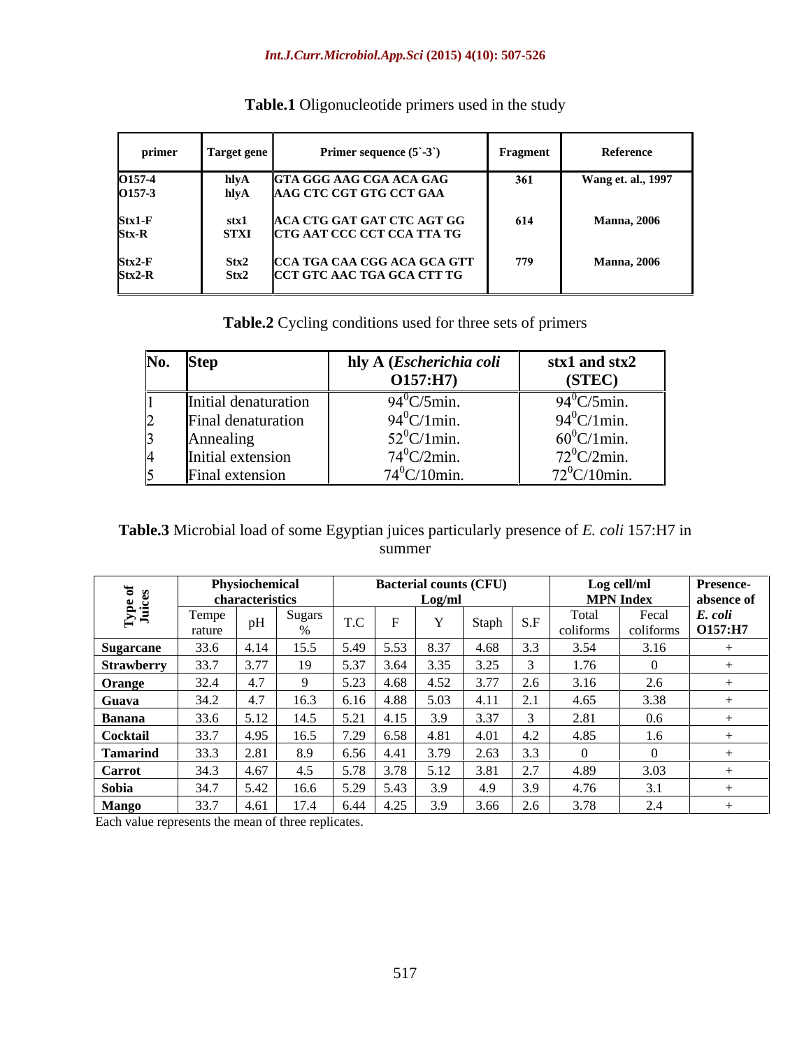**Table.1** Oligonucleotide primers used in the study

| primer | Target gene | Primer sequence (5`-3`) | Fragment | Reference |
|---|---|---|---|---|
| O157-4<br>O157-3 | hlyA<br>hlyA | GTA GGG AAG CGA ACA GAG<br>AAG CTC CGT GTG CCT GAA | 361 | Wang et. al., 1997 |
| Stx1-F<br>Stx-R | stx1<br>STXI | ACA CTG GAT GAT CTC AGT GG<br>CTG AAT CCC CCT CCA TTA TG | 614 | Manna, 2006 |
| Stx2-F<br>Stx2-R | Stx2<br>Stx2 | CCA TGA CAA CGG ACA GCA GTT<br>CCT GTC AAC TGA GCA CTT TG | 779 | Manna, 2006 |

**Table.2** Cycling conditions used for three sets of primers

| No. | Step | hly A (*Escherichia coli* O157:H7) | stx1 and stx2 (STEC) |
|---|---|---|---|
| 1 | Initial denaturation | $94^0$C/5min. | $94^0$C/5min. |
| 2 | Final denaturation | $94^0$C/1min. | $94^0$C/1min. |
| 3 | Annealing | $52^0$C/1min. | $60^0$C/1min. |
| 4 | Initial extension | $74^0$C/2min. | $72^0$C/2min. |
| 5 | Final extension | $74^0$C/10min. | $72^0$C/10min. |

**Table.3** Microbial load of some Egyptian juices particularly presence of *E. coli* 157:H7 in summer

| Type of Juices | Physiochemical characteristics | | | Bacterial counts (CFU) Log/ml | | | | | Log cell/ml MPN Index | | Presence-absence of *E. coli* O157:H7 |
|---|---|---|---|---|---|---|---|---|---|---|---|
| | Temperature | pH | Sugars % | T.C | F | Y | Staph | S.F | Total coliforms | Fecal coliforms | |
| Sugarcane | 33.6 | 4.14 | 15.5 | 5.49 | 5.53 | 8.37 | 4.68 | 3.3 | 3.54 | 3.16 | + |
| Strawberry | 33.7 | 3.77 | 19 | 5.37 | 3.64 | 3.35 | 3.25 | 3 | 1.76 | 0 | + |
| Orange | 32.4 | 4.7 | 9 | 5.23 | 4.68 | 4.52 | 3.77 | 2.6 | 3.16 | 2.6 | + |
| Guava | 34.2 | 4.7 | 16.3 | 6.16 | 4.88 | 5.03 | 4.11 | 2.1 | 4.65 | 3.38 | + |
| Banana | 33.6 | 5.12 | 14.5 | 5.21 | 4.15 | 3.9 | 3.37 | 3 | 2.81 | 0.6 | + |
| Cocktail | 33.7 | 4.95 | 16.5 | 7.29 | 6.58 | 4.81 | 4.01 | 4.2 | 4.85 | 1.6 | + |
| Tamarind | 33.3 | 2.81 | 8.9 | 6.56 | 4.41 | 3.79 | 2.63 | 3.3 | 0 | 0 | + |
| Carrot | 34.3 | 4.67 | 4.5 | 5.78 | 3.78 | 5.12 | 3.81 | 2.7 | 4.89 | 3.03 | + |
| Sobia | 34.7 | 5.42 | 16.6 | 5.29 | 5.43 | 3.9 | 4.9 | 3.9 | 4.76 | 3.1 | + |
| Mango | 33.7 | 4.61 | 17.4 | 6.44 | 4.25 | 3.9 | 3.66 | 2.6 | 3.78 | 2.4 | + |

Each value represents the mean of three replicates.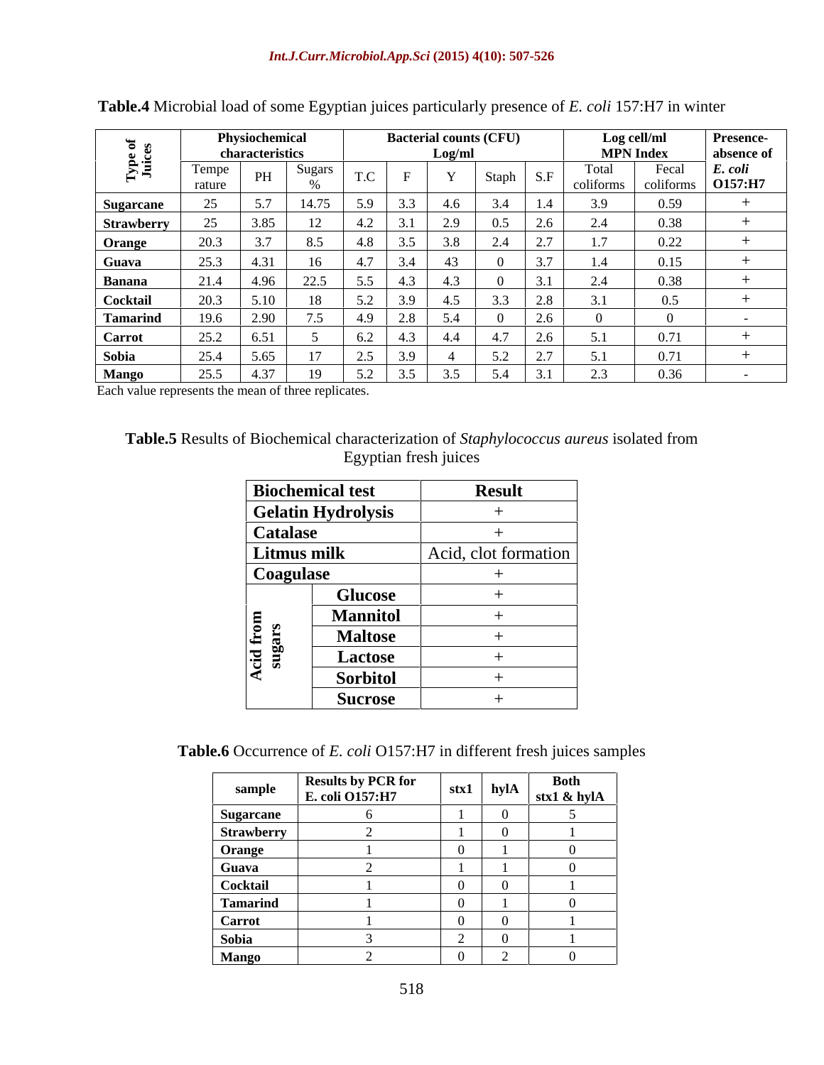**Table.4** Microbial load of some Egyptian juices particularly presence of *E. coli* 157:H7 in winter

| Type of Juices | Physiochemical characteristics | | | Bacterial counts (CFU) Log/ml | | | | | Log cell/ml MPN Index | | Presence-absence of |
|---|---|---|---|---|---|---|---|---|---|---|---|
| | Temperature | PH | Sugars % | T.C | F | Y | Staph | S.F | Total coliforms | Fecal coliforms | *E. coli* O157:H7 |
| **Sugarcane** | 25 | 5.7 | 14.75 | 5.9 | 3.3 | 4.6 | 3.4 | 1.4 | 3.9 | 0.59 | + |
| **Strawberry** | 25 | 3.85 | 12 | 4.2 | 3.1 | 2.9 | 0.5 | 2.6 | 2.4 | 0.38 | + |
| **Orange** | 20.3 | 3.7 | 8.5 | 4.8 | 3.5 | 3.8 | 2.4 | 2.7 | 1.7 | 0.22 | + |
| **Guava** | 25.3 | 4.31 | 16 | 4.7 | 3.4 | 43 | 0 | 3.7 | 1.4 | 0.15 | + |
| **Banana** | 21.4 | 4.96 | 22.5 | 5.5 | 4.3 | 4.3 | 0 | 3.1 | 2.4 | 0.38 | + |
| **Cocktail** | 20.3 | 5.10 | 18 | 5.2 | 3.9 | 4.5 | 3.3 | 2.8 | 3.1 | 0.5 | + |
| **Tamarind** | 19.6 | 2.90 | 7.5 | 4.9 | 2.8 | 5.4 | 0 | 2.6 | 0 | 0 | - |
| **Carrot** | 25.2 | 6.51 | 5 | 6.2 | 4.3 | 4.4 | 4.7 | 2.6 | 5.1 | 0.71 | + |
| **Sobia** | 25.4 | 5.65 | 17 | 2.5 | 3.9 | 4 | 5.2 | 2.7 | 5.1 | 0.71 | + |
| **Mango** | 25.5 | 4.37 | 19 | 5.2 | 3.5 | 3.5 | 5.4 | 3.1 | 2.3 | 0.36 | - |

Each value represents the mean of three replicates.

**Table.5** Results of Biochemical characterization of *Staphylococcus aureus* isolated from Egyptian fresh juices

| Biochemical test | | Result |
|---|---|---|
| **Gelatin Hydrolysis** | | + |
| **Catalase** | | + |
| **Litmus milk** | | Acid, clot formation |
| **Coagulase** | | + |
| **Acid from sugars** | **Glucose** | + |
| | **Mannitol** | + |
| | **Maltose** | + |
| | **Lactose** | + |
| | **Sorbitol** | + |
| | **Sucrose** | + |

**Table.6** Occurrence of *E. coli* O157:H7 in different fresh juices samples

| sample | Results by PCR for E. coli O157:H7 | stx1 | hylA | Both stx1 & hylA |
|---|---|---|---|---|
| **Sugarcane** | 6 | 1 | 0 | 5 |
| **Strawberry** | 2 | 1 | 0 | 1 |
| **Orange** | 1 | 0 | 1 | 0 |
| **Guava** | 2 | 1 | 1 | 0 |
| **Cocktail** | 1 | 0 | 0 | 1 |
| **Tamarind** | 1 | 0 | 1 | 0 |
| **Carrot** | 1 | 0 | 0 | 1 |
| **Sobia** | 3 | 2 | 0 | 1 |
| **Mango** | 2 | 0 | 2 | 0 |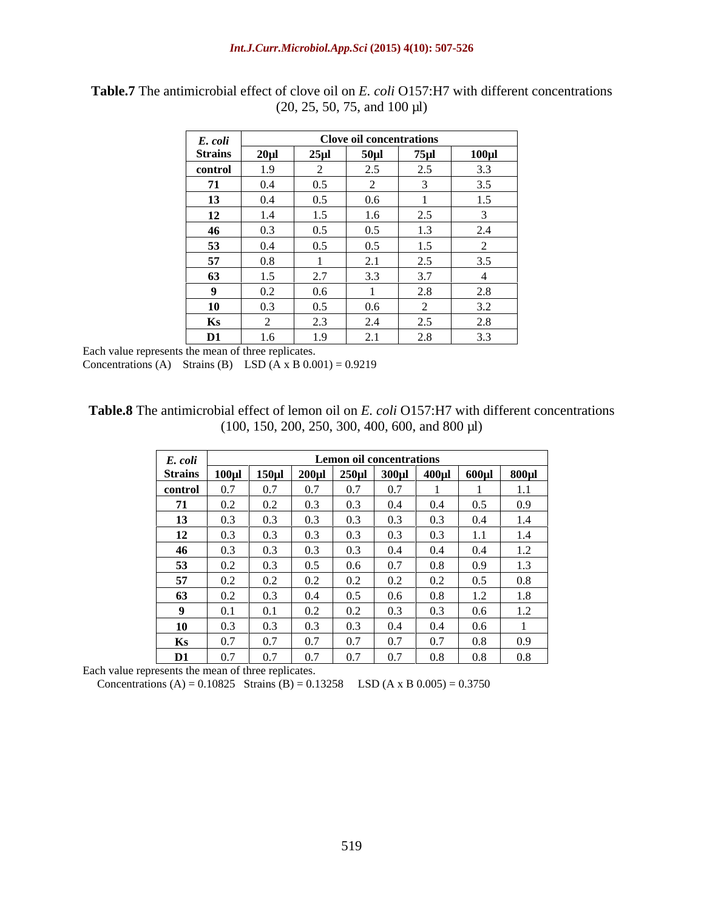**Table.7** The antimicrobial effect of clove oil on *E. coli* O157:H7 with different concentrations (20, 25, 50, 75, and 100 µl)

| *E. coli* | Clove oil concentrations | | | | |
|---|---|---|---|---|---|
| **Strains** | **20µl** | **25µl** | **50µl** | **75µl** | **100µl** |
| **control** | 1.9 | 2 | 2.5 | 2.5 | 3.3 |
| **71** | 0.4 | 0.5 | 2 | 3 | 3.5 |
| **13** | 0.4 | 0.5 | 0.6 | 1 | 1.5 |
| **12** | 1.4 | 1.5 | 1.6 | 2.5 | 3 |
| **46** | 0.3 | 0.5 | 0.5 | 1.3 | 2.4 |
| **53** | 0.4 | 0.5 | 0.5 | 1.5 | 2 |
| **57** | 0.8 | 1 | 2.1 | 2.5 | 3.5 |
| **63** | 1.5 | 2.7 | 3.3 | 3.7 | 4 |
| **9** | 0.2 | 0.6 | 1 | 2.8 | 2.8 |
| **10** | 0.3 | 0.5 | 0.6 | 2 | 3.2 |
| **Ks** | 2 | 2.3 | 2.4 | 2.5 | 2.8 |
| **D1** | 1.6 | 1.9 | 2.1 | 2.8 | 3.3 |

Each value represents the mean of three replicates.
Concentrations (A) Strains (B) LSD (A x B 0.001) = 0.9219

**Table.8** The antimicrobial effect of lemon oil on *E. coli* O157:H7 with different concentrations (100, 150, 200, 250, 300, 400, 600, and 800 µl)

| *E. coli* | Lemon oil concentrations | | | | | | | |
|---|---|---|---|---|---|---|---|---|
| **Strains** | **100µl** | **150µl** | **200µl** | **250µl** | **300µl** | **400µl** | **600µl** | **800µl** |
| **control** | 0.7 | 0.7 | 0.7 | 0.7 | 0.7 | 1 | 1 | 1.1 |
| **71** | 0.2 | 0.2 | 0.3 | 0.3 | 0.4 | 0.4 | 0.5 | 0.9 |
| **13** | 0.3 | 0.3 | 0.3 | 0.3 | 0.3 | 0.3 | 0.4 | 1.4 |
| **12** | 0.3 | 0.3 | 0.3 | 0.3 | 0.3 | 0.3 | 1.1 | 1.4 |
| **46** | 0.3 | 0.3 | 0.3 | 0.3 | 0.4 | 0.4 | 0.4 | 1.2 |
| **53** | 0.2 | 0.3 | 0.5 | 0.6 | 0.7 | 0.8 | 0.9 | 1.3 |
| **57** | 0.2 | 0.2 | 0.2 | 0.2 | 0.2 | 0.2 | 0.5 | 0.8 |
| **63** | 0.2 | 0.3 | 0.4 | 0.5 | 0.6 | 0.8 | 1.2 | 1.8 |
| **9** | 0.1 | 0.1 | 0.2 | 0.2 | 0.3 | 0.3 | 0.6 | 1.2 |
| **10** | 0.3 | 0.3 | 0.3 | 0.3 | 0.4 | 0.4 | 0.6 | 1 |
| **Ks** | 0.7 | 0.7 | 0.7 | 0.7 | 0.7 | 0.7 | 0.8 | 0.9 |
| **D1** | 0.7 | 0.7 | 0.7 | 0.7 | 0.7 | 0.8 | 0.8 | 0.8 |

Each value represents the mean of three replicates.
Concentrations (A) = 0.10825 Strains (B) = 0.13258 LSD (A x B 0.005) = 0.3750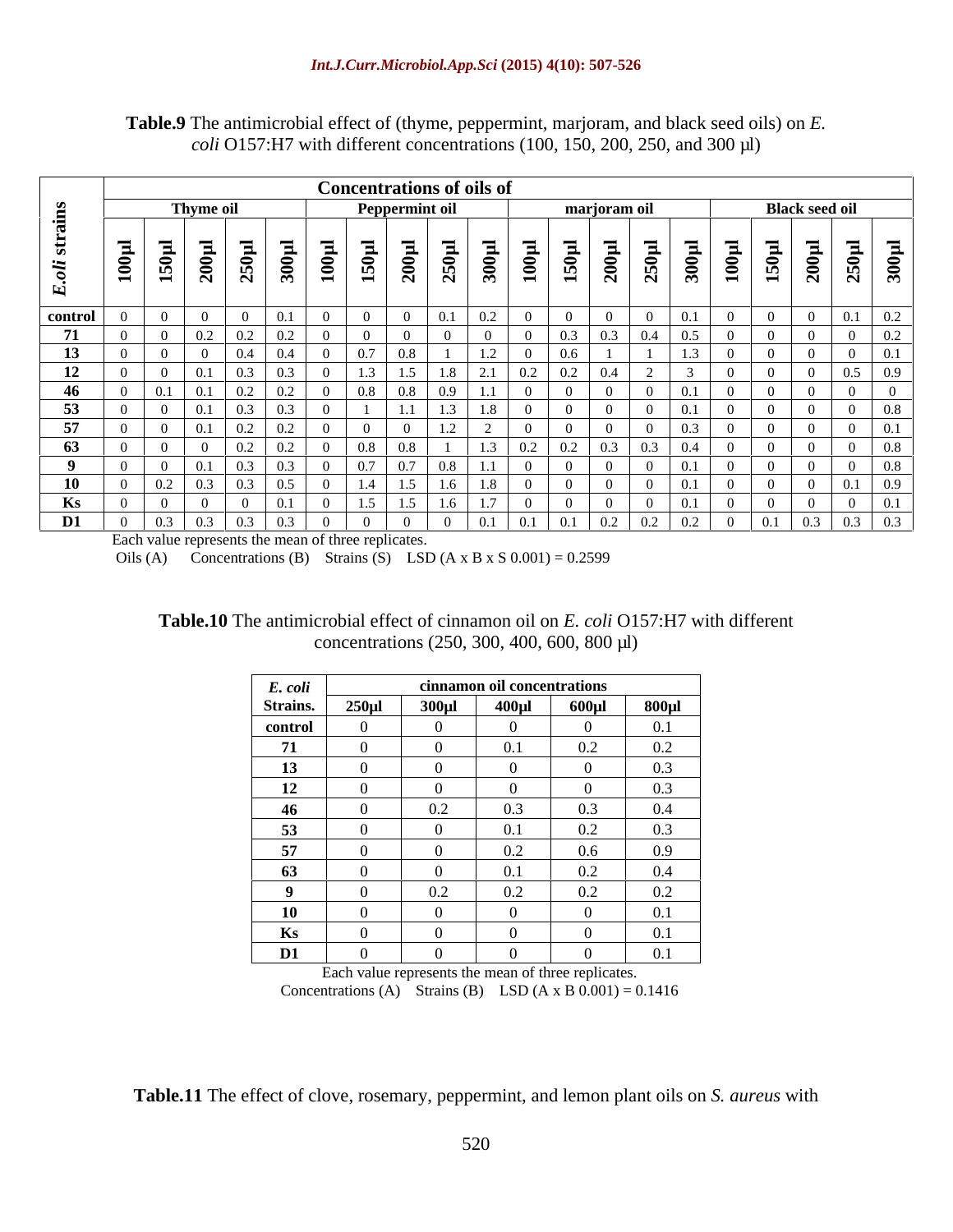**Table.9** The antimicrobial effect of (thyme, peppermint, marjoram, and black seed oils) on *E. coli* O157:H7 with different concentrations (100, 150, 200, 250, and 300 µl)

| *E.oli* strains | Concentrations of oils of | | | | | | | | | | | | | | | | | | | |
|---|---|---|---|---|---|---|---|---|---|---|---|---|---|---|---|---|---|---|---|---|
| | Thyme oil | | | | | Peppermint oil | | | | | marjoram oil | | | | | Black seed oil | | | | |
| | 100µl | 150µl | 200µl | 250µl | 300µl | 100µl | 150µl | 200µl | 250µl | 300µl | 100µl | 150µl | 200µl | 250µl | 300µl | 100µl | 150µl | 200µl | 250µl | 300µl |
| **control** | 0 | 0 | 0 | 0 | 0.1 | 0 | 0 | 0 | 0.1 | 0.2 | 0 | 0 | 0 | 0 | 0.1 | 0 | 0 | 0 | 0.1 | 0.2 |
| **71** | 0 | 0 | 0.2 | 0.2 | 0.2 | 0 | 0 | 0 | 0 | 0 | 0 | 0.3 | 0.3 | 0.4 | 0.5 | 0 | 0 | 0 | 0 | 0.2 |
| **13** | 0 | 0 | 0 | 0.4 | 0.4 | 0 | 0.7 | 0.8 | 1 | 1.2 | 0 | 0.6 | 1 | 1 | 1.3 | 0 | 0 | 0 | 0 | 0.1 |
| **12** | 0 | 0 | 0.1 | 0.3 | 0.3 | 0 | 1.3 | 1.5 | 1.8 | 2.1 | 0.2 | 0.2 | 0.4 | 2 | 3 | 0 | 0 | 0 | 0.5 | 0.9 |
| **46** | 0 | 0.1 | 0.1 | 0.2 | 0.2 | 0 | 0.8 | 0.8 | 0.9 | 1.1 | 0 | 0 | 0 | 0 | 0.1 | 0 | 0 | 0 | 0 | 0 |
| **53** | 0 | 0 | 0.1 | 0.3 | 0.3 | 0 | 1 | 1.1 | 1.3 | 1.8 | 0 | 0 | 0 | 0 | 0.1 | 0 | 0 | 0 | 0 | 0.8 |
| **57** | 0 | 0 | 0.1 | 0.2 | 0.2 | 0 | 0 | 0 | 1.2 | 2 | 0 | 0 | 0 | 0 | 0.3 | 0 | 0 | 0 | 0 | 0.1 |
| **63** | 0 | 0 | 0 | 0.2 | 0.2 | 0 | 0.8 | 0.8 | 1 | 1.3 | 0.2 | 0.2 | 0.3 | 0.3 | 0.4 | 0 | 0 | 0 | 0 | 0.8 |
| **9** | 0 | 0 | 0.1 | 0.3 | 0.3 | 0 | 0.7 | 0.7 | 0.8 | 1.1 | 0 | 0 | 0 | 0 | 0.1 | 0 | 0 | 0 | 0 | 0.8 |
| **10** | 0 | 0.2 | 0.3 | 0.3 | 0.5 | 0 | 1.4 | 1.5 | 1.6 | 1.8 | 0 | 0 | 0 | 0 | 0.1 | 0 | 0 | 0 | 0.1 | 0.9 |
| **Ks** | 0 | 0 | 0 | 0 | 0.1 | 0 | 1.5 | 1.5 | 1.6 | 1.7 | 0 | 0 | 0 | 0 | 0.1 | 0 | 0 | 0 | 0 | 0.1 |
| **D1** | 0 | 0.3 | 0.3 | 0.3 | 0.3 | 0 | 0 | 0 | 0 | 0.1 | 0.1 | 0.1 | 0.2 | 0.2 | 0.2 | 0 | 0.1 | 0.3 | 0.3 | 0.3 |

Each value represents the mean of three replicates.

Oils (A) Concentrations (B) Strains (S) LSD (A x B x S 0.001) = 0.2599

**Table.10** The antimicrobial effect of cinnamon oil on *E. coli* O157:H7 with different concentrations (250, 300, 400, 600, 800 µl)

| *E. coli* Strains. | cinnamon oil concentrations | | | | |
|---|---|---|---|---|---|
| | 250µl | 300µl | 400µl | 600µl | 800µl |
| **control** | 0 | 0 | 0 | 0 | 0.1 |
| **71** | 0 | 0 | 0.1 | 0.2 | 0.2 |
| **13** | 0 | 0 | 0 | 0 | 0.3 |
| **12** | 0 | 0 | 0 | 0 | 0.3 |
| **46** | 0 | 0.2 | 0.3 | 0.3 | 0.4 |
| **53** | 0 | 0 | 0.1 | 0.2 | 0.3 |
| **57** | 0 | 0 | 0.2 | 0.6 | 0.9 |
| **63** | 0 | 0 | 0.1 | 0.2 | 0.4 |
| **9** | 0 | 0.2 | 0.2 | 0.2 | 0.2 |
| **10** | 0 | 0 | 0 | 0 | 0.1 |
| **Ks** | 0 | 0 | 0 | 0 | 0.1 |
| **D1** | 0 | 0 | 0 | 0 | 0.1 |

Each value represents the mean of three replicates.

Concentrations (A) Strains (B) LSD (A x B 0.001) = 0.1416

**Table.11** The effect of clove, rosemary, peppermint, and lemon plant oils on *S. aureus* with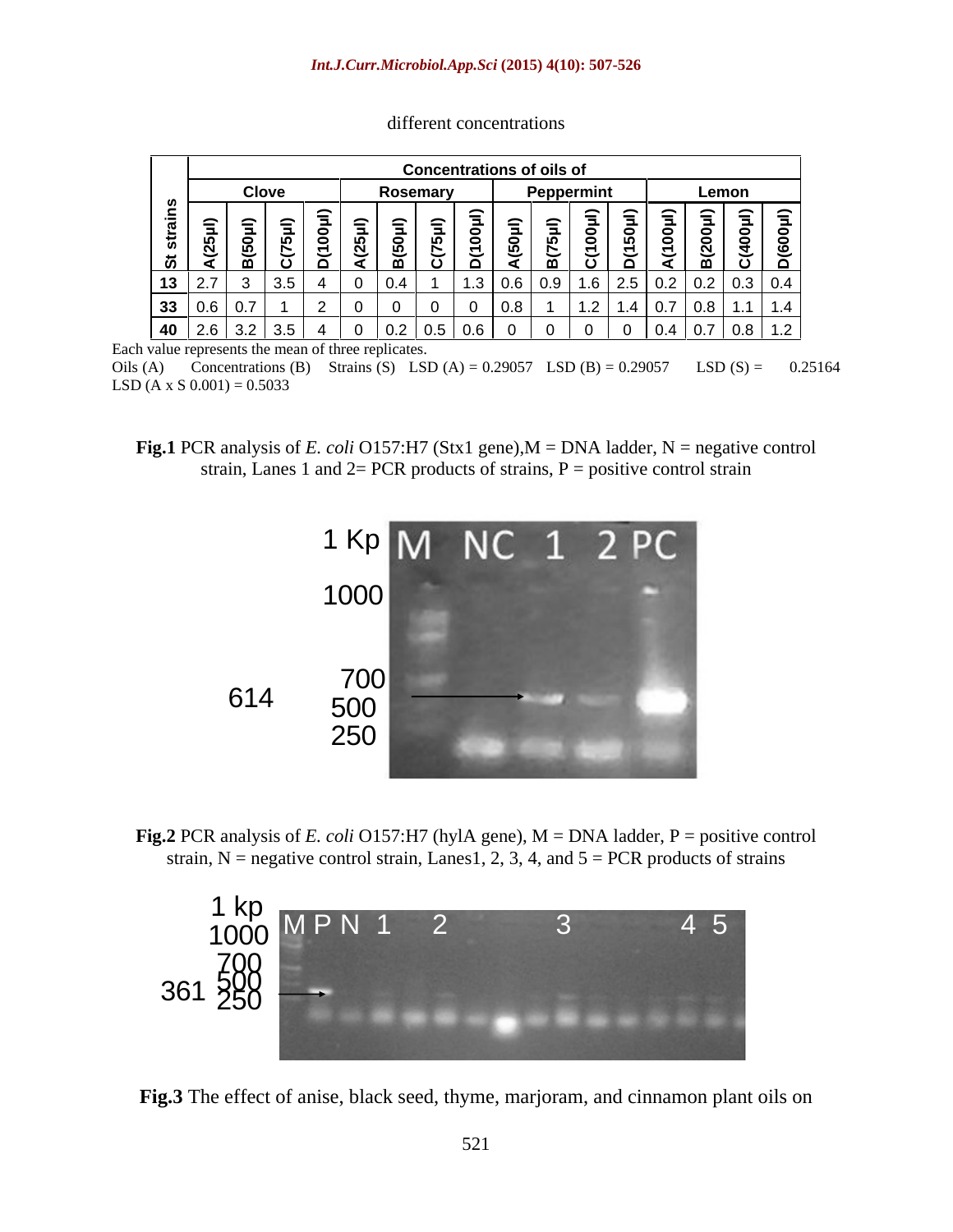different concentrations

| St strains | Concentrations of oils of | | | | | | | | | | | | | | | |
|---|---|---|---|---|---|---|---|---|---|---|---|---|---|---|---|---|
| | Clove | | | | Rosemary | | | | Peppermint | | | | Lemon | | | |
| | A(25µl) | B(50µl) | C(75µl) | D(100µl) | A(25µl) | B(50µl) | C(75µl) | D(100µl) | A(50µl) | B(75µl) | C(100µl) | D(150µl) | A(100µl) | B(200µl) | C(400µl) | D(600µl) |
| **13** | 2.7 | 3 | 3.5 | 4 | 0 | 0.4 | 1 | 1.3 | 0.6 | 0.9 | 1.6 | 2.5 | 0.2 | 0.2 | 0.3 | 0.4 |
| **33** | 0.6 | 0.7 | 1 | 2 | 0 | 0 | 0 | 0 | 0.8 | 1 | 1.2 | 1.4 | 0.7 | 0.8 | 1.1 | 1.4 |
| **40** | 2.6 | 3.2 | 3.5 | 4 | 0 | 0.2 | 0.5 | 0.6 | 0 | 0 | 0 | 0 | 0.4 | 0.7 | 0.8 | 1.2 |

Each value represents the mean of three replicates.
Oils (A) Concentrations (B) Strains (S) LSD (A) = 0.29057 LSD (B) = 0.29057 LSD (S) = 0.25164
LSD (A x S 0.001) = 0.5033

**Fig.1** PCR analysis of *E. coli* O157:H7 (Stx1 gene),M = DNA ladder, N = negative control strain, Lanes 1 and 2= PCR products of strains, P = positive control strain

**Fig.2** PCR analysis of *E. coli* O157:H7 (hylA gene), M = DNA ladder, P = positive control strain, N = negative control strain, Lanes1, 2, 3, 4, and 5 = PCR products of strains

**Fig.3** The effect of anise, black seed, thyme, marjoram, and cinnamon plant oils on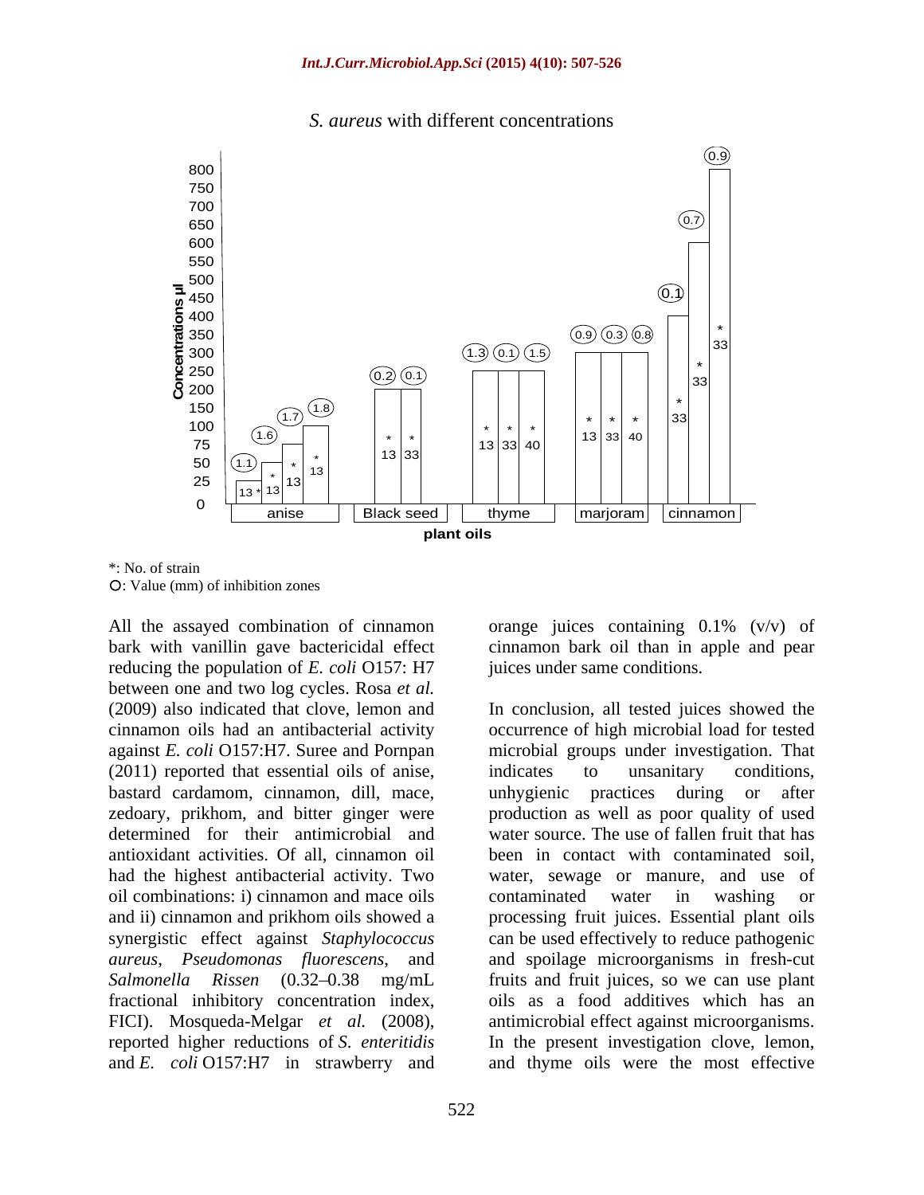*S. aureus* with different concentrations

*: No. of strain
O: Value (mm) of inhibition zones

All the assayed combination of cinnamon bark with vanillin gave bactericidal effect reducing the population of *E. coli* O157: H7 between one and two log cycles. Rosa *et al.* (2009) also indicated that clove, lemon and cinnamon oils had an antibacterial activity against *E. coli* O157:H7. Suree and Pornpan (2011) reported that essential oils of anise, bastard cardamom, cinnamon, dill, mace, zedoary, prikhom, and bitter ginger were determined for their antimicrobial and antioxidant activities. Of all, cinnamon oil had the highest antibacterial activity. Two oil combinations: i) cinnamon and mace oils and ii) cinnamon and prikhom oils showed a synergistic effect against *Staphylococcus aureus*, *Pseudomonas fluorescens*, and *Salmonella Rissen* (0.32–0.38 mg/mL fractional inhibitory concentration index, FICI). Mosqueda-Melgar *et al.* (2008), reported higher reductions of *S. enteritidis* and *E. coli* O157:H7 in strawberry and orange juices containing 0.1% (v/v) of cinnamon bark oil than in apple and pear juices under same conditions.

In conclusion, all tested juices showed the occurrence of high microbial load for tested microbial groups under investigation. That indicates to unsanitary conditions, unhygienic practices during or after production as well as poor quality of used water source. The use of fallen fruit that has been in contact with contaminated soil, water, sewage or manure, and use of contaminated water in washing or processing fruit juices. Essential plant oils can be used effectively to reduce pathogenic and spoilage microorganisms in fresh-cut fruits and fruit juices, so we can use plant oils as a food additives which has an antimicrobial effect against microorganisms. In the present investigation clove, lemon, and thyme oils were the most effective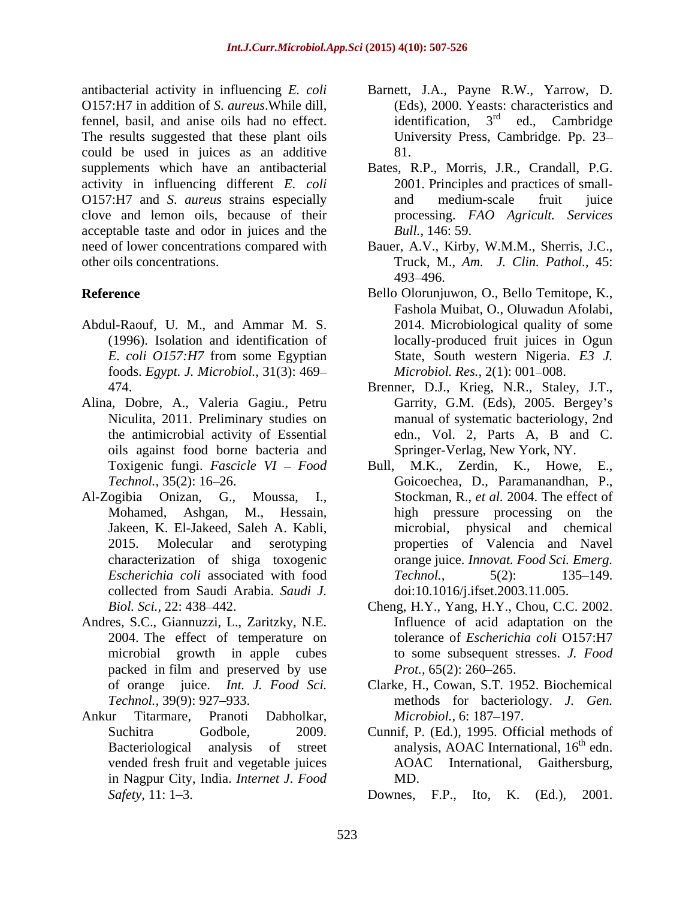antibacterial activity in influencing *E. coli* O157:H7 in addition of *S. aureus*.While dill, fennel, basil, and anise oils had no effect. The results suggested that these plant oils could be used in juices as an additive supplements which have an antibacterial activity in influencing different *E. coli* O157:H7 and *S. aureus* strains especially clove and lemon oils, because of their acceptable taste and odor in juices and the need of lower concentrations compared with other oils concentrations.

## Reference

Abdul-Raouf, U. M., and Ammar M. S. (1996). Isolation and identification of *E. coli O157:H7* from some Egyptian foods. *Egypt. J. Microbiol.*, 31(3): 469–474.

Alina, Dobre, A., Valeria Gagiu., Petru Niculita, 2011. Preliminary studies on the antimicrobial activity of Essential oils against food borne bacteria and Toxigenic fungi. *Fascicle VI – Food Technol.,* 35(2): 16–26.

Al-Zogibia Onizan, G., Moussa, I., Mohamed, Ashgan, M., Hessain, Jakeen, K. El-Jakeed, Saleh A. Kabli, 2015. Molecular and serotyping characterization of shiga toxogenic *Escherichia coli* associated with food collected from Saudi Arabia. *Saudi J. Biol. Sci.,* 22: 438–442.

Andres, S.C., Giannuzzi, L., Zaritzky, N.E. 2004. The effect of temperature on microbial growth in apple cubes packed in film and preserved by use of orange juice. *Int. J. Food Sci. Technol.,* 39(9): 927–933.

Ankur Titarmare, Pranoti Dabholkar, Suchitra Godbole, 2009. Bacteriological analysis of street vended fresh fruit and vegetable juices in Nagpur City, India. *Internet J. Food Safety,* 11: 1–3.

Barnett, J.A., Payne R.W., Yarrow, D. (Eds), 2000. Yeasts: characteristics and identification, 3rd ed., Cambridge University Press, Cambridge. Pp. 23–81.

Bates, R.P., Morris, J.R., Crandall, P.G. 2001. Principles and practices of small- and medium-scale fruit juice processing. *FAO Agricult. Services Bull.*, 146: 59.

Bauer, A.V., Kirby, W.M.M., Sherris, J.C., Truck, M., *Am. J. Clin. Pathol.,* 45: 493–496.

Bello Olorunjuwon, O., Bello Temitope, K., Fashola Muibat, O., Oluwadun Afolabi, 2014. Microbiological quality of some locally-produced fruit juices in Ogun State, South western Nigeria. *E3 J. Microbiol. Res.,* 2(1): 001–008.

Brenner, D.J., Krieg, N.R., Staley, J.T., Garrity, G.M. (Eds), 2005. Bergey's manual of systematic bacteriology, 2nd edn., Vol. 2, Parts A, B and C. Springer-Verlag, New York, NY.

Bull, M.K., Zerdin, K., Howe, E., Goicoechea, D., Paramanandhan, P., Stockman, R., *et al.* 2004. The effect of high pressure processing on the microbial, physical and chemical properties of Valencia and Navel orange juice. *Innovat. Food Sci. Emerg. Technol.,* 5(2): 135–149. doi:10.1016/j.ifset.2003.11.005.

Cheng, H.Y., Yang, H.Y., Chou, C.C. 2002. Influence of acid adaptation on the tolerance of *Escherichia coli* O157:H7 to some subsequent stresses. *J. Food Prot.,* 65(2): 260–265.

Clarke, H., Cowan, S.T. 1952. Biochemical methods for bacteriology. *J. Gen. Microbiol.,* 6: 187–197.

Cunnif, P. (Ed.), 1995. Official methods of analysis, AOAC International, 16th edn. AOAC International, Gaithersburg, MD.

Downes, F.P., Ito, K. (Ed.), 2001.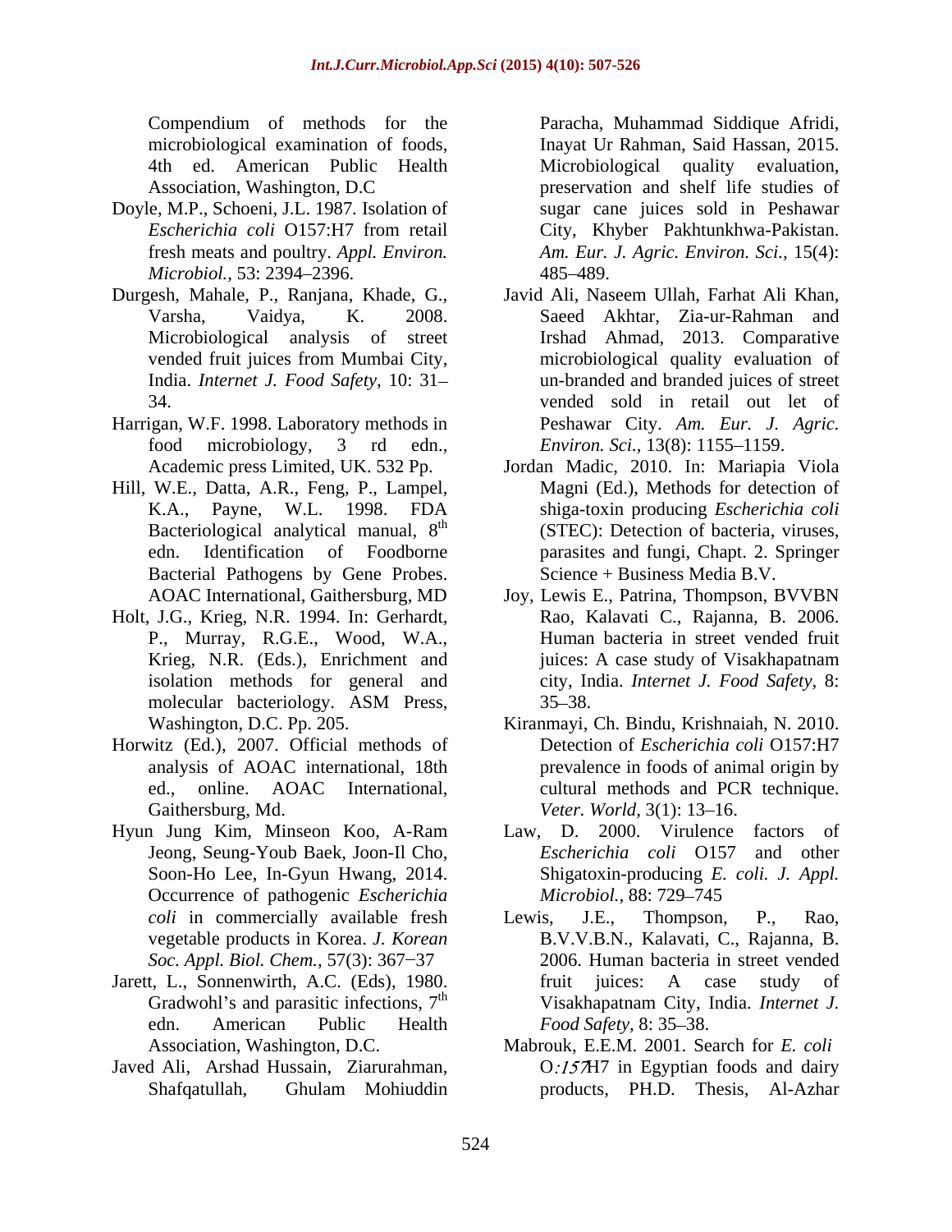Compendium of methods for the microbiological examination of foods, 4th ed. American Public Health Association, Washington, D.C

Doyle, M.P., Schoeni, J.L. 1987. Isolation of *Escherichia coli* O157:H7 from retail fresh meats and poultry. *Appl. Environ. Microbiol.,* 53: 2394–2396.

Durgesh, Mahale, P., Ranjana, Khade, G., Varsha, Vaidya, K. 2008. Microbiological analysis of street vended fruit juices from Mumbai City, India. *Internet J. Food Safety,* 10: 31–34.

Harrigan, W.F. 1998. Laboratory methods in food microbiology, 3 rd edn., Academic press Limited, UK. 532 Pp.

Hill, W.E., Datta, A.R., Feng, P., Lampel, K.A., Payne, W.L. 1998. FDA Bacteriological analytical manual, 8th edn. Identification of Foodborne Bacterial Pathogens by Gene Probes. AOAC International, Gaithersburg, MD

Holt, J.G., Krieg, N.R. 1994. In: Gerhardt, P., Murray, R.G.E., Wood, W.A., Krieg, N.R. (Eds.), Enrichment and isolation methods for general and molecular bacteriology. ASM Press, Washington, D.C. Pp. 205.

Horwitz (Ed.), 2007. Official methods of analysis of AOAC international, 18th ed., online. AOAC International, Gaithersburg, Md.

Hyun Jung Kim, Minseon Koo, A-Ram Jeong, Seung-Youb Baek, Joon-Il Cho, Soon-Ho Lee, In-Gyun Hwang, 2014. Occurrence of pathogenic *Escherichia coli* in commercially available fresh vegetable products in Korea. *J. Korean Soc. Appl. Biol. Chem.,* 57(3): 367−37

Jarett, L., Sonnenwirth, A.C. (Eds), 1980. Gradwohl's and parasitic infections, 7th edn. American Public Health Association, Washington, D.C.

Javed Ali, Arshad Hussain, Ziarurahman, Shafqatullah, Ghulam Mohiuddin Paracha, Muhammad Siddique Afridi, Inayat Ur Rahman, Said Hassan, 2015. Microbiological quality evaluation, preservation and shelf life studies of sugar cane juices sold in Peshawar City, Khyber Pakhtunkhwa-Pakistan. *Am. Eur. J. Agric. Environ. Sci.,* 15(4): 485–489.

Javid Ali, Naseem Ullah, Farhat Ali Khan, Saeed Akhtar, Zia-ur-Rahman and Irshad Ahmad, 2013. Comparative microbiological quality evaluation of un-branded and branded juices of street vended sold in retail out let of Peshawar City. *Am. Eur. J. Agric. Environ. Sci.,* 13(8): 1155–1159.

Jordan Madic, 2010. In: Mariapia Viola Magni (Ed.), Methods for detection of shiga-toxin producing *Escherichia coli* (STEC): Detection of bacteria, viruses, parasites and fungi, Chapt. 2. Springer Science + Business Media B.V.

Joy, Lewis E., Patrina, Thompson, BVVBN Rao, Kalavati C., Rajanna, B. 2006. Human bacteria in street vended fruit juices: A case study of Visakhapatnam city, India. *Internet J. Food Safety,* 8: 35–38.

Kiranmayi, Ch. Bindu, Krishnaiah, N. 2010. Detection of *Escherichia coli* O157:H7 prevalence in foods of animal origin by cultural methods and PCR technique. *Veter. World,* 3(1): 13–16.

Law, D. 2000. Virulence factors of *Escherichia coli* O157 and other Shigatoxin-producing *E. coli. J. Appl. Microbiol.,* 88: 729–745

Lewis, J.E., Thompson, P., Rao, B.V.V.B.N., Kalavati, C., Rajanna, B. 2006. Human bacteria in street vended fruit juices: A case study of Visakhapatnam City, India. *Internet J. Food Safety,* 8: 35–38.

Mabrouk, E.E.M. 2001. Search for *E. coli* O:157H7 in Egyptian foods and dairy products, PH.D. Thesis, Al-Azhar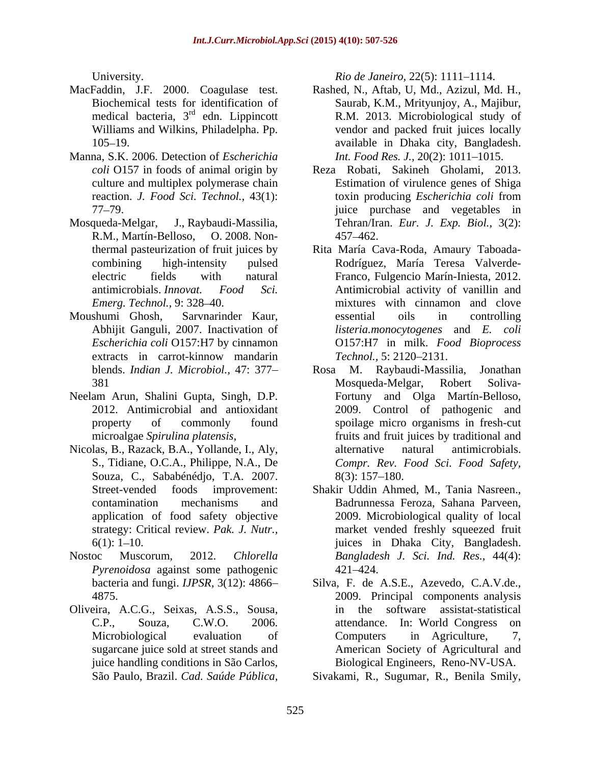University.

MacFaddin, J.F. 2000. Coagulase test. Biochemical tests for identification of medical bacteria, 3rd edn. Lippincott Williams and Wilkins, Philadelpha. Pp. 105–19.

Manna, S.K. 2006. Detection of *Escherichia coli* O157 in foods of animal origin by culture and multiplex polymerase chain reaction. *J. Food Sci. Technol.,* 43(1): 77–79.

Mosqueda-Melgar, J., Raybaudi-Massilia, R.M., Martín-Belloso, O. 2008. Non-thermal pasteurization of fruit juices by combining high-intensity pulsed electric fields with natural antimicrobials. *Innovat. Food Sci. Emerg. Technol.,* 9: 328–40.

Moushumi Ghosh, Sarvnarinder Kaur, Abhijit Ganguli, 2007. Inactivation of *Escherichia coli* O157:H7 by cinnamon extracts in carrot-kinnow mandarin blends. *Indian J. Microbiol.,* 47: 377–381

Neelam Arun, Shalini Gupta, Singh, D.P. 2012. Antimicrobial and antioxidant property of commonly found microalgae *Spirulina platensis,*

Nicolas, B., Razack, B.A., Yollande, I., Aly, S., Tidiane, O.C.A., Philippe, N.A., De Souza, C., Sababénédjo, T.A. 2007. Street-vended foods improvement: contamination mechanisms and application of food safety objective strategy: Critical review. *Pak. J. Nutr.,* 6(1): 1–10.

Nostoc Muscorum, 2012. *Chlorella Pyrenoidosa* against some pathogenic bacteria and fungi. *IJPSR,* 3(12): 4866–4875.

Oliveira, A.C.G., Seixas, A.S.S., Sousa, C.P., Souza, C.W.O. 2006. Microbiological evaluation of sugarcane juice sold at street stands and juice handling conditions in São Carlos, São Paulo, Brazil. *Cad. Saúde Pública, Rio de Janeiro,* 22(5): 1111–1114.

Rashed, N., Aftab, U, Md., Azizul, Md. H., Saurab, K.M., Mrityunjoy, A., Majibur, R.M. 2013. Microbiological study of vendor and packed fruit juices locally available in Dhaka city, Bangladesh. *Int. Food Res. J.,* 20(2): 1011–1015.

Reza Robati, Sakineh Gholami, 2013. Estimation of virulence genes of Shiga toxin producing *Escherichia coli* from juice purchase and vegetables in Tehran/Iran. *Eur. J. Exp. Biol.,* 3(2): 457–462.

Rita María Cava-Roda, Amaury Taboada-Rodríguez, María Teresa Valverde-Franco, Fulgencio Marín-Iniesta, 2012. Antimicrobial activity of vanillin and mixtures with cinnamon and clove essential oils in controlling *listeria.monocytogenes* and *E. coli* O157:H7 in milk. *Food Bioprocess Technol.,* 5: 2120–2131.

Rosa M. Raybaudi-Massilia, Jonathan Mosqueda-Melgar, Robert Soliva-Fortuny and Olga Martín-Belloso, 2009. Control of pathogenic and spoilage micro organisms in fresh-cut fruits and fruit juices by traditional and alternative natural antimicrobials. *Compr. Rev. Food Sci. Food Safety,* 8(3): 157–180.

Shakir Uddin Ahmed, M., Tania Nasreen., Badrunnessa Feroza, Sahana Parveen, 2009. Microbiological quality of local market vended freshly squeezed fruit juices in Dhaka City, Bangladesh. *Bangladesh J. Sci. Ind. Res.,* 44(4): 421–424.

Silva, F. de A.S.E., Azevedo, C.A.V.de., 2009. Principal components analysis in the software assistat-statistical attendance. In: World Congress on Computers in Agriculture, 7, American Society of Agricultural and Biological Engineers, Reno-NV-USA.

Sivakami, R., Sugumar, R., Benila Smily,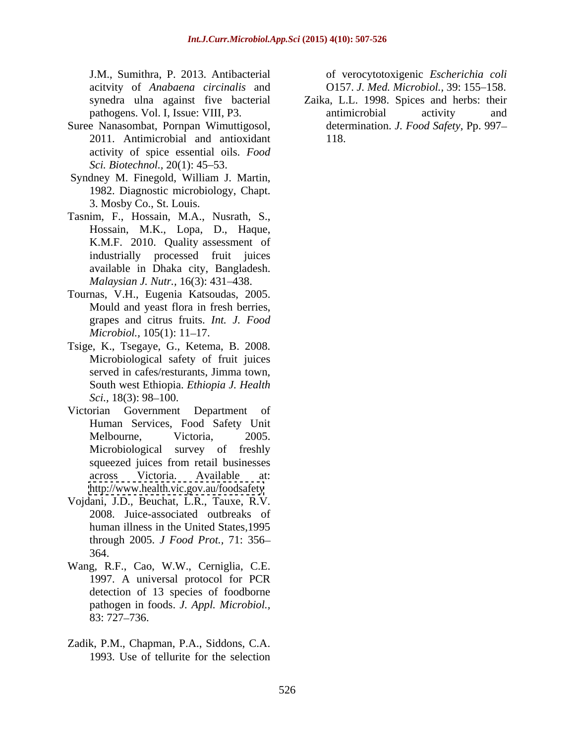J.M., Sumithra, P. 2013. Antibacterial acitvity of *Anabaena circinalis* and synedra ulna against five bacterial pathogens. Vol. I, Issue: VIII, P3.

Suree Nanasombat, Pornpan Wimuttigosol, 2011. Antimicrobial and antioxidant activity of spice essential oils. *Food Sci. Biotechnol.,* 20(1): 45–53.

Syndney M. Finegold, William J. Martin, 1982. Diagnostic microbiology, Chapt. 3. Mosby Co., St. Louis.

Tasnim, F., Hossain, M.A., Nusrath, S., Hossain, M.K., Lopa, D., Haque, K.M.F. 2010. Quality assessment of industrially processed fruit juices available in Dhaka city, Bangladesh. *Malaysian J. Nutr.,* 16(3): 431–438.

Tournas, V.H., Eugenia Katsoudas, 2005. Mould and yeast flora in fresh berries, grapes and citrus fruits. *Int. J. Food Microbiol.,* 105(1): 11–17.

Tsige, K., Tsegaye, G., Ketema, B. 2008. Microbiological safety of fruit juices served in cafes/resturants, Jimma town, South west Ethiopia. *Ethiopia J. Health Sci.,* 18(3): 98–100.

Victorian Government Department of Human Services, Food Safety Unit Melbourne, Victoria, 2005. Microbiological survey of freshly squeezed juices from retail businesses across Victoria. Available at: http://www.health.vic.gov.au/foodsafety

Vojdani, J.D., Beuchat, L.R., Tauxe, R.V. 2008. Juice-associated outbreaks of human illness in the United States,1995 through 2005. *J Food Prot.,* 71: 356–364.

Wang, R.F., Cao, W.W., Cerniglia, C.E. 1997. A universal protocol for PCR detection of 13 species of foodborne pathogen in foods. *J. Appl. Microbiol.,* 83: 727–736.

Zadik, P.M., Chapman, P.A., Siddons, C.A. 1993. Use of tellurite for the selection of verocytotoxigenic *Escherichia coli* O157. *J. Med. Microbiol.,* 39: 155–158.

Zaika, L.L. 1998. Spices and herbs: their antimicrobial activity and determination. *J. Food Safety,* Pp. 997–118.